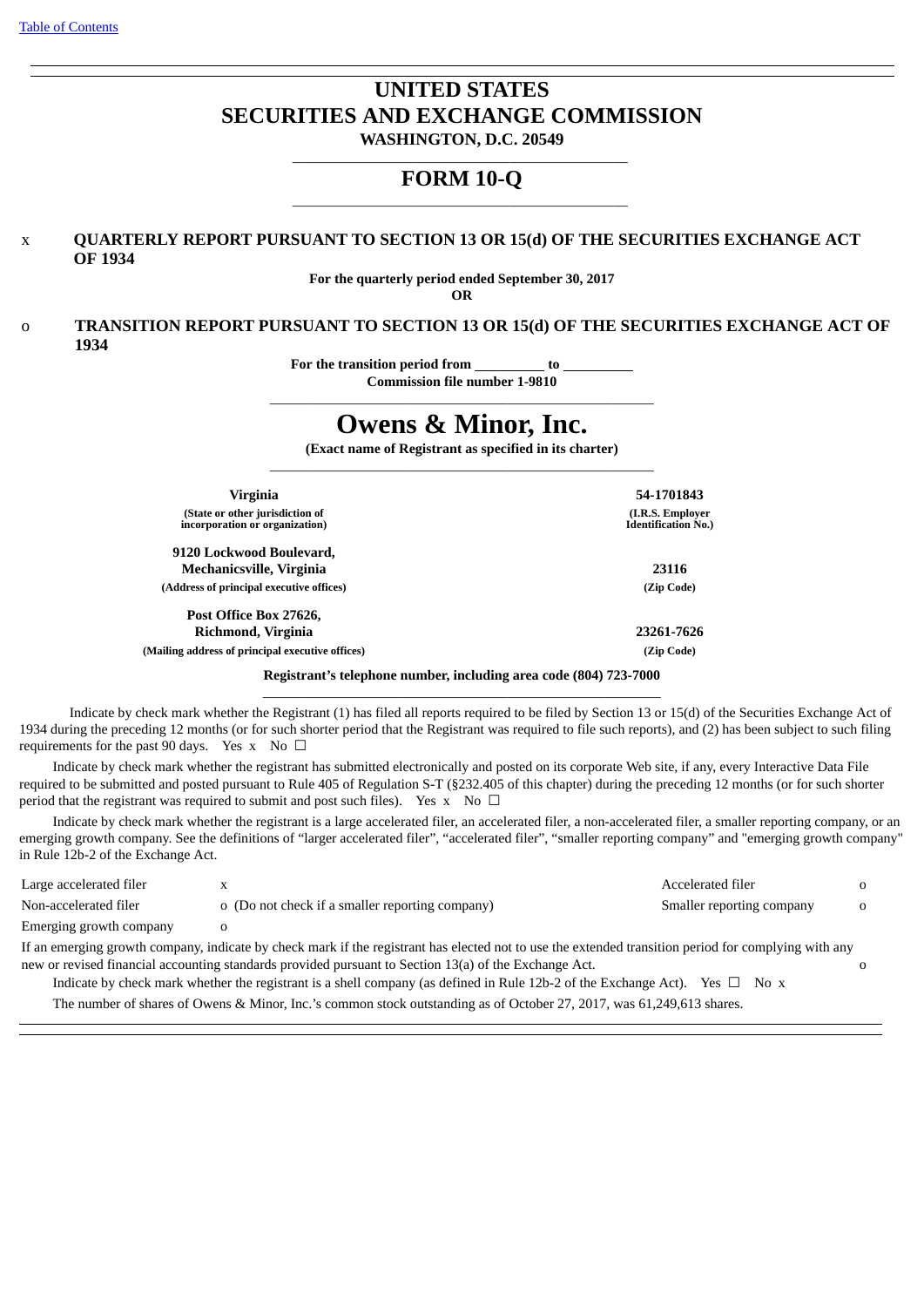Table of Contents

# UNITED STATES
# SECURITIES AND EXCHANGE COMMISSION

**WASHINGTON, D.C. 20549**

## FORM 10-Q

x **QUARTERLY REPORT PURSUANT TO SECTION 13 OR 15(d) OF THE SECURITIES EXCHANGE ACT OF 1934**

**For the quarterly period ended September 30, 2017**

**OR**

o **TRANSITION REPORT PURSUANT TO SECTION 13 OR 15(d) OF THE SECURITIES EXCHANGE ACT OF 1934**

**For the transition period from \_\_\_\_\_\_\_\_\_\_ to \_\_\_\_\_\_\_\_\_\_**

**Commission file number 1-9810**

# Owens & Minor, Inc.

**(Exact name of Registrant as specified in its charter)**

| | |
|---|---|
| **Virginia** | **54-1701843** |
| **(State or other jurisdiction of incorporation or organization)** | **(I.R.S. Employer Identification No.)** |
| **9120 Lockwood Boulevard, Mechanicsville, Virginia** | **23116** |
| **(Address of principal executive offices)** | **(Zip Code)** |
| **Post Office Box 27626, Richmond, Virginia** | **23261-7626** |
| **(Mailing address of principal executive offices)** | **(Zip Code)** |

**Registrant's telephone number, including area code (804) 723-7000**

Indicate by check mark whether the Registrant (1) has filed all reports required to be filed by Section 13 or 15(d) of the Securities Exchange Act of 1934 during the preceding 12 months (or for such shorter period that the Registrant was required to file such reports), and (2) has been subject to such filing requirements for the past 90 days. Yes x No ☐

Indicate by check mark whether the registrant has submitted electronically and posted on its corporate Web site, if any, every Interactive Data File required to be submitted and posted pursuant to Rule 405 of Regulation S-T (§232.405 of this chapter) during the preceding 12 months (or for such shorter period that the registrant was required to submit and post such files). Yes x No ☐

Indicate by check mark whether the registrant is a large accelerated filer, an accelerated filer, a non-accelerated filer, a smaller reporting company, or an emerging growth company. See the definitions of "larger accelerated filer", "accelerated filer", "smaller reporting company" and "emerging growth company" in Rule 12b-2 of the Exchange Act.

| | | | |
|---|---|---|---|
| Large accelerated filer | x | Accelerated filer | o |
| Non-accelerated filer | o (Do not check if a smaller reporting company) | Smaller reporting company | o |
| Emerging growth company | o | | |

If an emerging growth company, indicate by check mark if the registrant has elected not to use the extended transition period for complying with any new or revised financial accounting standards provided pursuant to Section 13(a) of the Exchange Act. o

Indicate by check mark whether the registrant is a shell company (as defined in Rule 12b-2 of the Exchange Act). Yes ☐ No x

The number of shares of Owens & Minor, Inc.'s common stock outstanding as of October 27, 2017, was 61,249,613 shares.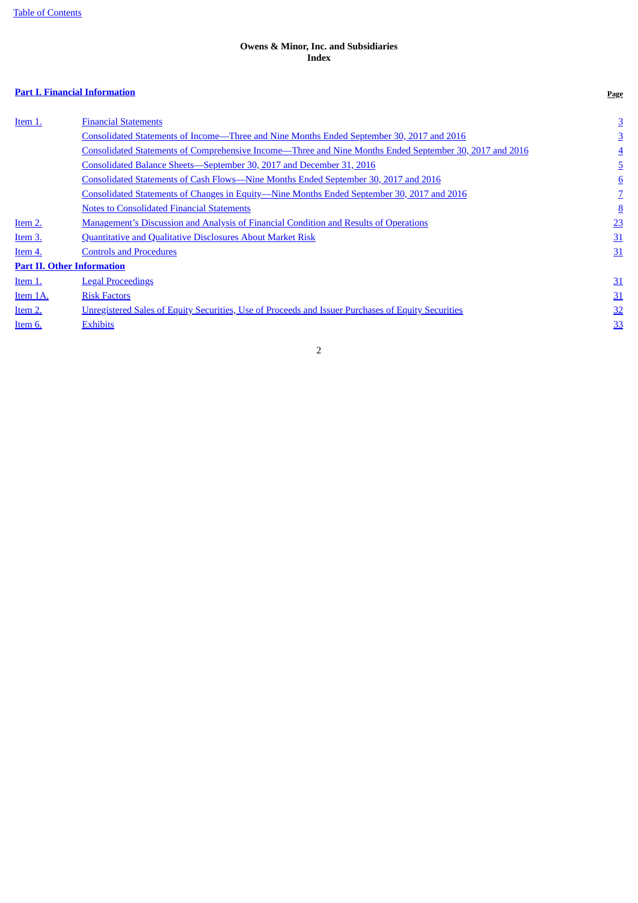**Owens & Minor, Inc. and Subsidiaries**
**Index**

| **Part I. Financial Information** | | **Page** |
|---|---|---|
| Item 1. | Financial Statements | 3 |
| | Consolidated Statements of Income—Three and Nine Months Ended September 30, 2017 and 2016 | 3 |
| | Consolidated Statements of Comprehensive Income—Three and Nine Months Ended September 30, 2017 and 2016 | 4 |
| | Consolidated Balance Sheets—September 30, 2017 and December 31, 2016 | 5 |
| | Consolidated Statements of Cash Flows—Nine Months Ended September 30, 2017 and 2016 | 6 |
| | Consolidated Statements of Changes in Equity—Nine Months Ended September 30, 2017 and 2016 | 7 |
| | Notes to Consolidated Financial Statements | 8 |
| Item 2. | Management's Discussion and Analysis of Financial Condition and Results of Operations | 23 |
| Item 3. | Quantitative and Qualitative Disclosures About Market Risk | 31 |
| Item 4. | Controls and Procedures | 31 |
| **Part II. Other Information** | | |
| Item 1. | Legal Proceedings | 31 |
| Item 1A. | Risk Factors | 31 |
| Item 2. | Unregistered Sales of Equity Securities, Use of Proceeds and Issuer Purchases of Equity Securities | 32 |
| Item 6. | Exhibits | 33 |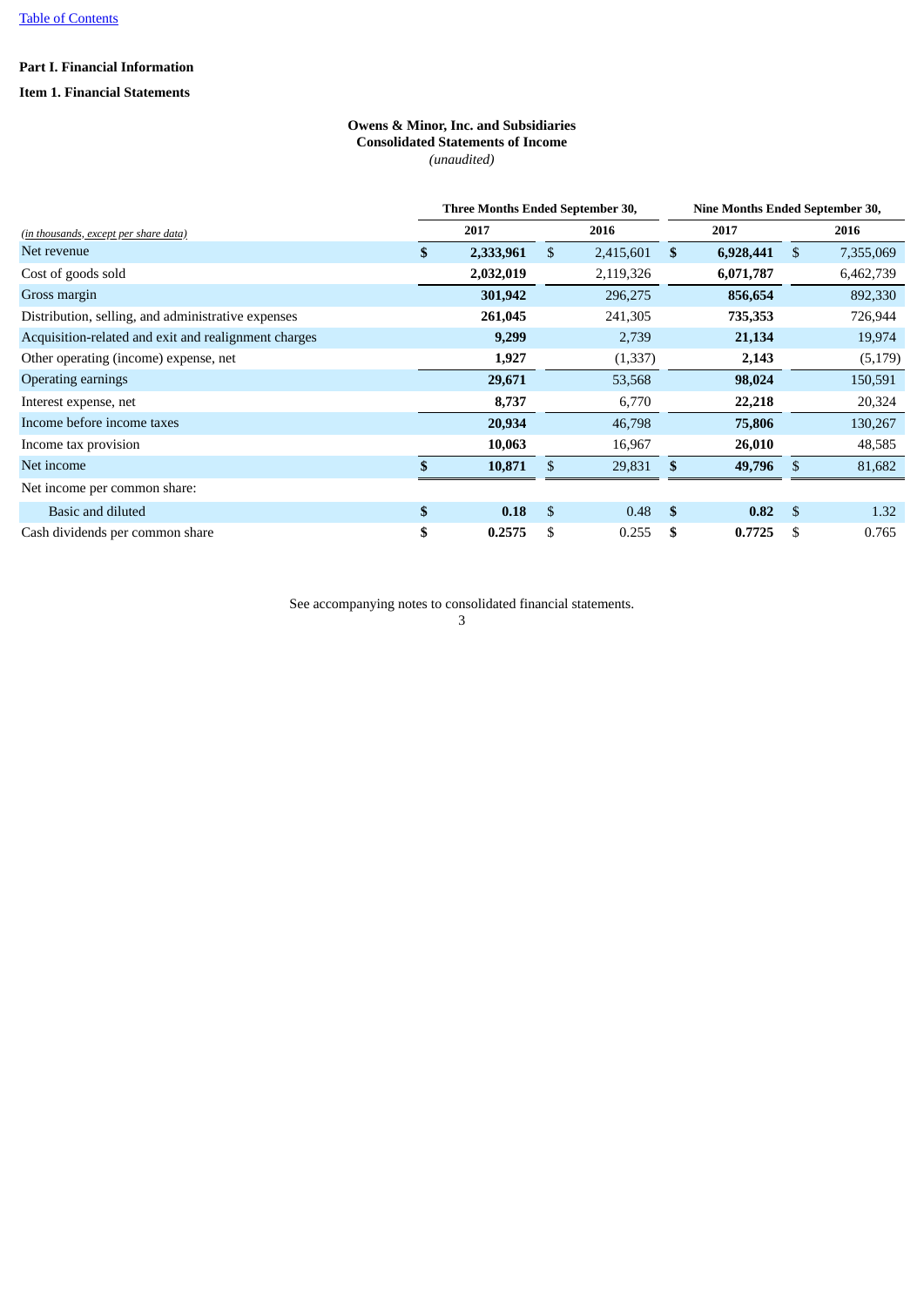**Part I. Financial Information**

**Item 1. Financial Statements**

**Owens & Minor, Inc. and Subsidiaries**
**Consolidated Statements of Income**
*(unaudited)*

| *(in thousands, except per share data)* | Three Months Ended September 30, 2017 | Three Months Ended September 30, 2016 | Nine Months Ended September 30, 2017 | Nine Months Ended September 30, 2016 |
|---|---|---|---|---|
| Net revenue | **$ 2,333,961** | $ 2,415,601 | **$ 6,928,441** | $ 7,355,069 |
| Cost of goods sold | **2,032,019** | 2,119,326 | **6,071,787** | 6,462,739 |
| Gross margin | **301,942** | 296,275 | **856,654** | 892,330 |
| Distribution, selling, and administrative expenses | **261,045** | 241,305 | **735,353** | 726,944 |
| Acquisition-related and exit and realignment charges | **9,299** | 2,739 | **21,134** | 19,974 |
| Other operating (income) expense, net | **1,927** | (1,337) | **2,143** | (5,179) |
| Operating earnings | **29,671** | 53,568 | **98,024** | 150,591 |
| Interest expense, net | **8,737** | 6,770 | **22,218** | 20,324 |
| Income before income taxes | **20,934** | 46,798 | **75,806** | 130,267 |
| Income tax provision | **10,063** | 16,967 | **26,010** | 48,585 |
| Net income | **$ 10,871** | $ 29,831 | **$ 49,796** | $ 81,682 |
| Net income per common share: | | | | |
| Basic and diluted | **$ 0.18** | $ 0.48 | **$ 0.82** | $ 1.32 |
| Cash dividends per common share | **$ 0.2575** | $ 0.255 | **$ 0.7725** | $ 0.765 |

See accompanying notes to consolidated financial statements.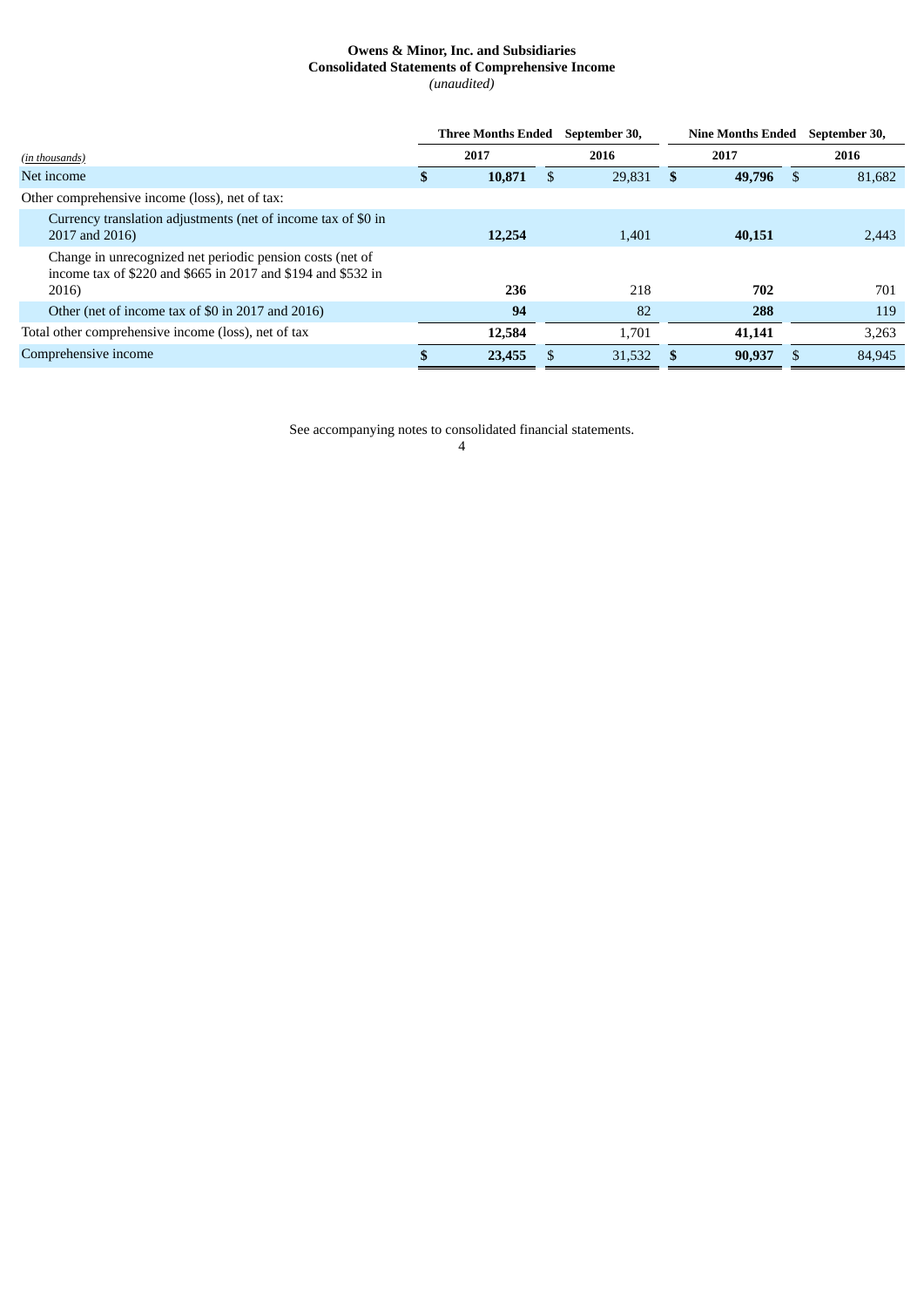**Owens & Minor, Inc. and Subsidiaries**
**Consolidated Statements of Comprehensive Income**
*(unaudited)*

| *(in thousands)* | Three Months Ended September 30, | | Nine Months Ended September 30, | |
|---|---|---|---|---|
| | **2017** | **2016** | **2017** | **2016** |
| Net income | **$ 10,871** | $ 29,831 | **$ 49,796** | $ 81,682 |
| Other comprehensive income (loss), net of tax: | | | | |
| Currency translation adjustments (net of income tax of $0 in 2017 and 2016) | **12,254** | 1,401 | **40,151** | 2,443 |
| Change in unrecognized net periodic pension costs (net of income tax of $220 and $665 in 2017 and $194 and $532 in 2016) | **236** | 218 | **702** | 701 |
| Other (net of income tax of $0 in 2017 and 2016) | **94** | 82 | **288** | 119 |
| Total other comprehensive income (loss), net of tax | **12,584** | 1,701 | **41,141** | 3,263 |
| Comprehensive income | **$ 23,455** | $ 31,532 | **$ 90,937** | $ 84,945 |

See accompanying notes to consolidated financial statements.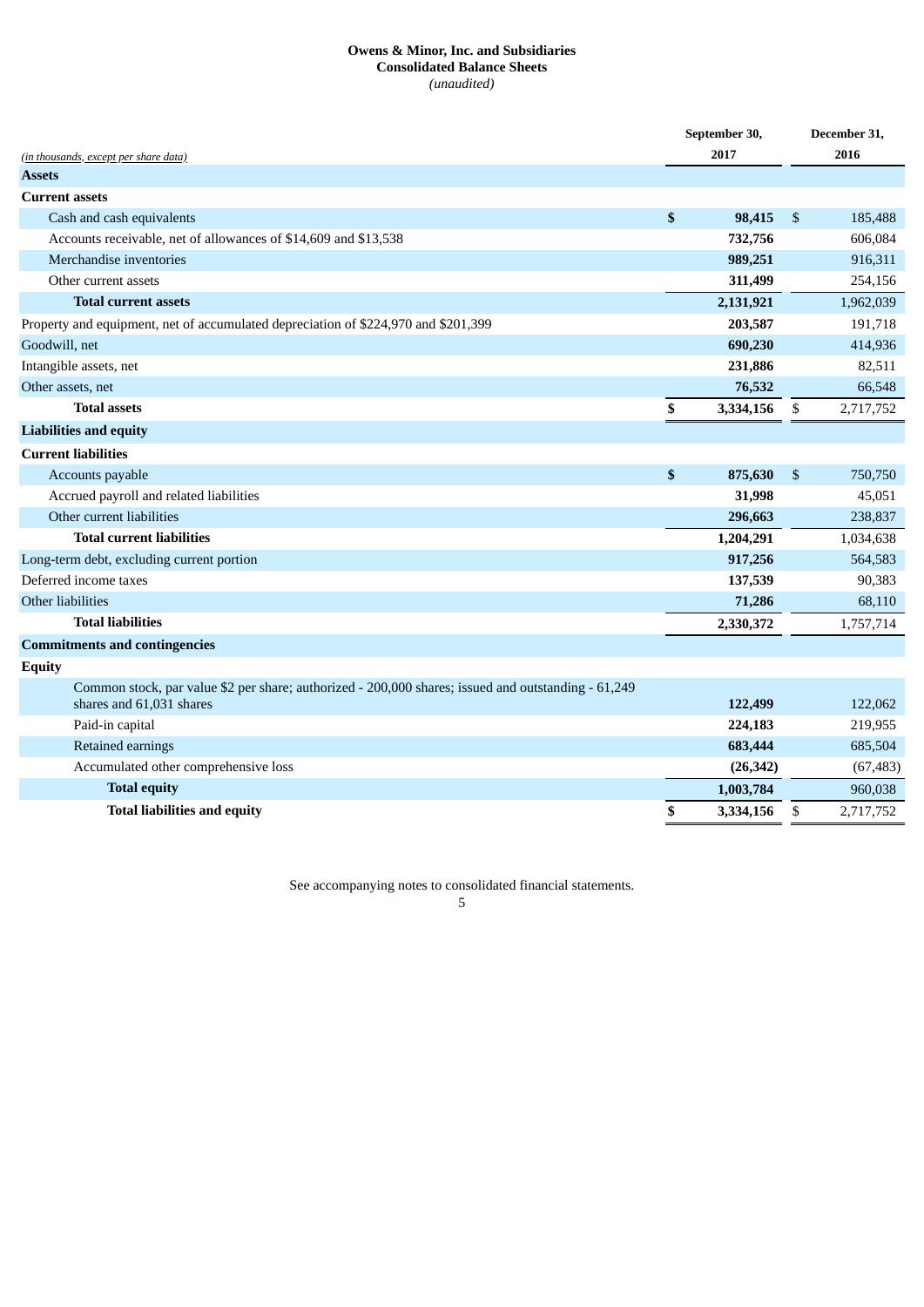**Owens & Minor, Inc. and Subsidiaries**
**Consolidated Balance Sheets**
*(unaudited)*

| *(in thousands, except per share data)* | September 30, 2017 | December 31, 2016 |
|---|---|---|
| **Assets** | | |
| **Current assets** | | |
| Cash and cash equivalents | **$ 98,415** | $ 185,488 |
| Accounts receivable, net of allowances of $14,609 and $13,538 | **732,756** | 606,084 |
| Merchandise inventories | **989,251** | 916,311 |
| Other current assets | **311,499** | 254,156 |
| **Total current assets** | **2,131,921** | 1,962,039 |
| Property and equipment, net of accumulated depreciation of $224,970 and $201,399 | **203,587** | 191,718 |
| Goodwill, net | **690,230** | 414,936 |
| Intangible assets, net | **231,886** | 82,511 |
| Other assets, net | **76,532** | 66,548 |
| **Total assets** | **$ 3,334,156** | $ 2,717,752 |
| **Liabilities and equity** | | |
| **Current liabilities** | | |
| Accounts payable | **$ 875,630** | $ 750,750 |
| Accrued payroll and related liabilities | **31,998** | 45,051 |
| Other current liabilities | **296,663** | 238,837 |
| **Total current liabilities** | **1,204,291** | 1,034,638 |
| Long-term debt, excluding current portion | **917,256** | 564,583 |
| Deferred income taxes | **137,539** | 90,383 |
| Other liabilities | **71,286** | 68,110 |
| **Total liabilities** | **2,330,372** | 1,757,714 |
| **Commitments and contingencies** | | |
| **Equity** | | |
| Common stock, par value $2 per share; authorized - 200,000 shares; issued and outstanding - 61,249 shares and 61,031 shares | **122,499** | 122,062 |
| Paid-in capital | **224,183** | 219,955 |
| Retained earnings | **683,444** | 685,504 |
| Accumulated other comprehensive loss | **(26,342)** | (67,483) |
| **Total equity** | **1,003,784** | 960,038 |
| **Total liabilities and equity** | **$ 3,334,156** | $ 2,717,752 |

See accompanying notes to consolidated financial statements.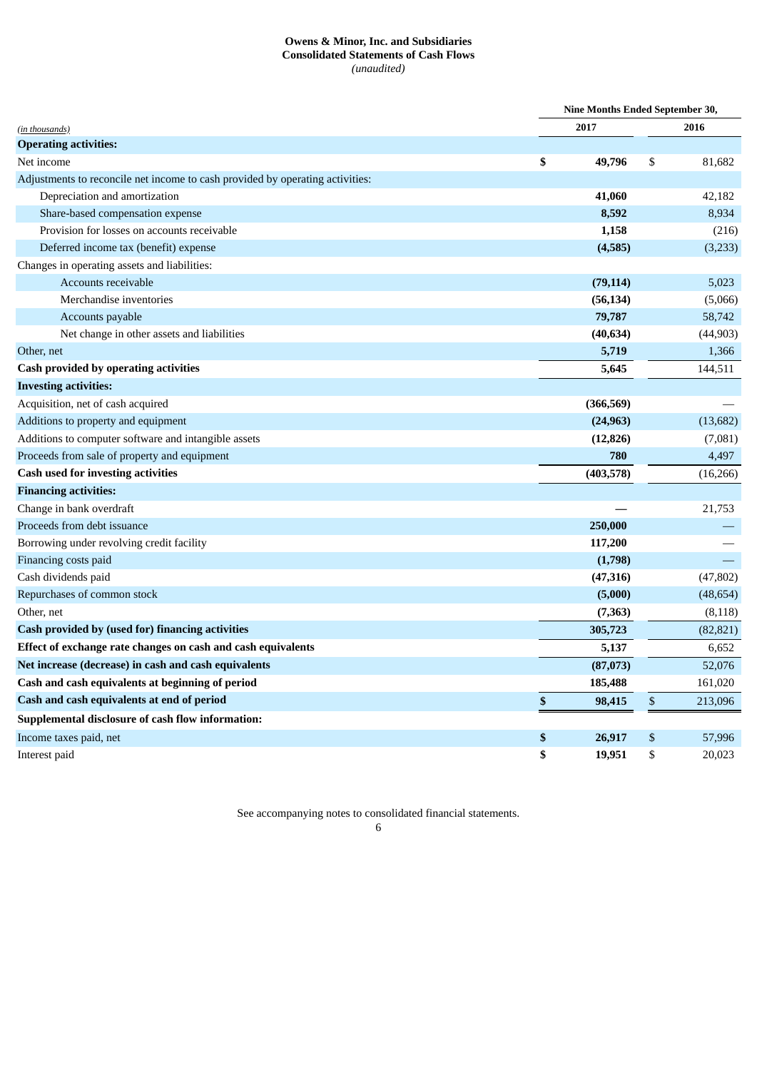**Owens & Minor, Inc. and Subsidiaries**
**Consolidated Statements of Cash Flows**
*(unaudited)*

| *(in thousands)* | Nine Months Ended September 30, 2017 | 2016 |
|---|---|---|
| **Operating activities:** | | |
| Net income | **$ 49,796** | $ 81,682 |
| Adjustments to reconcile net income to cash provided by operating activities: | | |
| Depreciation and amortization | **41,060** | 42,182 |
| Share-based compensation expense | **8,592** | 8,934 |
| Provision for losses on accounts receivable | **1,158** | (216) |
| Deferred income tax (benefit) expense | **(4,585)** | (3,233) |
| Changes in operating assets and liabilities: | | |
| Accounts receivable | **(79,114)** | 5,023 |
| Merchandise inventories | **(56,134)** | (5,066) |
| Accounts payable | **79,787** | 58,742 |
| Net change in other assets and liabilities | **(40,634)** | (44,903) |
| Other, net | **5,719** | 1,366 |
| **Cash provided by operating activities** | **5,645** | 144,511 |
| **Investing activities:** | | |
| Acquisition, net of cash acquired | **(366,569)** | — |
| Additions to property and equipment | **(24,963)** | (13,682) |
| Additions to computer software and intangible assets | **(12,826)** | (7,081) |
| Proceeds from sale of property and equipment | **780** | 4,497 |
| **Cash used for investing activities** | **(403,578)** | (16,266) |
| **Financing activities:** | | |
| Change in bank overdraft | **—** | 21,753 |
| Proceeds from debt issuance | **250,000** | — |
| Borrowing under revolving credit facility | **117,200** | — |
| Financing costs paid | **(1,798)** | — |
| Cash dividends paid | **(47,316)** | (47,802) |
| Repurchases of common stock | **(5,000)** | (48,654) |
| Other, net | **(7,363)** | (8,118) |
| **Cash provided by (used for) financing activities** | **305,723** | (82,821) |
| **Effect of exchange rate changes on cash and cash equivalents** | **5,137** | 6,652 |
| **Net increase (decrease) in cash and cash equivalents** | **(87,073)** | 52,076 |
| **Cash and cash equivalents at beginning of period** | **185,488** | 161,020 |
| **Cash and cash equivalents at end of period** | **$ 98,415** | $ 213,096 |
| **Supplemental disclosure of cash flow information:** | | |
| Income taxes paid, net | **$ 26,917** | $ 57,996 |
| Interest paid | **$ 19,951** | $ 20,023 |

See accompanying notes to consolidated financial statements.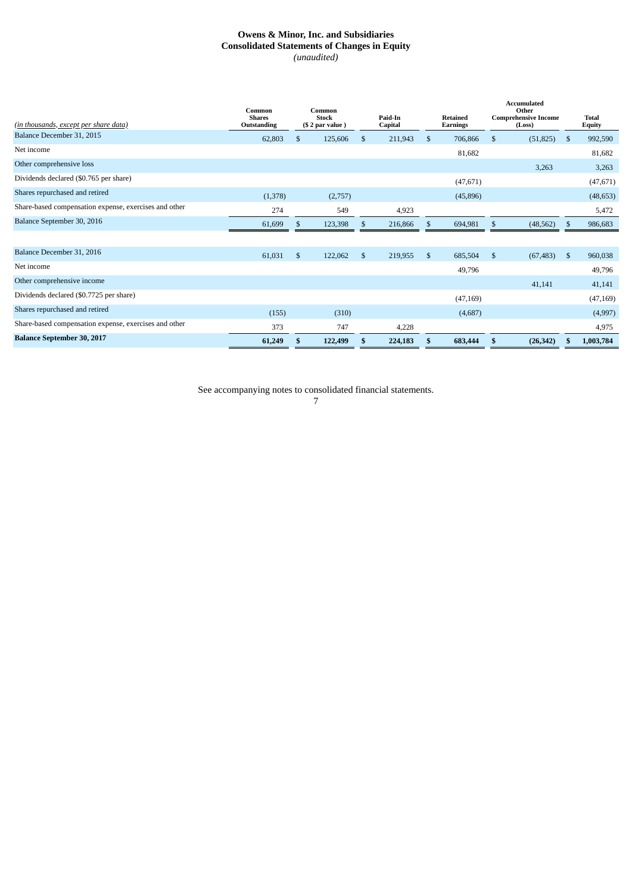# Owens & Minor, Inc. and Subsidiaries
## Consolidated Statements of Changes in Equity
*(unaudited)*

| *(in thousands, except per share data)* | Common Shares Outstanding | Common Stock ($ 2 par value ) | Paid-In Capital | Retained Earnings | Accumulated Other Comprehensive Income (Loss) | Total Equity |
|---|---|---|---|---|---|---|
| Balance December 31, 2015 | 62,803 | $ 125,606 | $ 211,943 | $ 706,866 | $ (51,825) | $ 992,590 |
| Net income | | | | 81,682 | | 81,682 |
| Other comprehensive loss | | | | | 3,263 | 3,263 |
| Dividends declared ($0.765 per share) | | | | (47,671) | | (47,671) |
| Shares repurchased and retired | (1,378) | (2,757) | | (45,896) | | (48,653) |
| Share-based compensation expense, exercises and other | 274 | 549 | 4,923 | | | 5,472 |
| Balance September 30, 2016 | 61,699 | $ 123,398 | $ 216,866 | $ 694,981 | $ (48,562) | $ 986,683 |
| | | | | | | |
| Balance December 31, 2016 | 61,031 | $ 122,062 | $ 219,955 | $ 685,504 | $ (67,483) | $ 960,038 |
| Net income | | | | 49,796 | | 49,796 |
| Other comprehensive income | | | | | 41,141 | 41,141 |
| Dividends declared ($0.7725 per share) | | | | (47,169) | | (47,169) |
| Shares repurchased and retired | (155) | (310) | | (4,687) | | (4,997) |
| Share-based compensation expense, exercises and other | 373 | 747 | 4,228 | | | 4,975 |
| **Balance September 30, 2017** | **61,249** | **$ 122,499** | **$ 224,183** | **$ 683,444** | **$ (26,342)** | **$ 1,003,784** |

See accompanying notes to consolidated financial statements.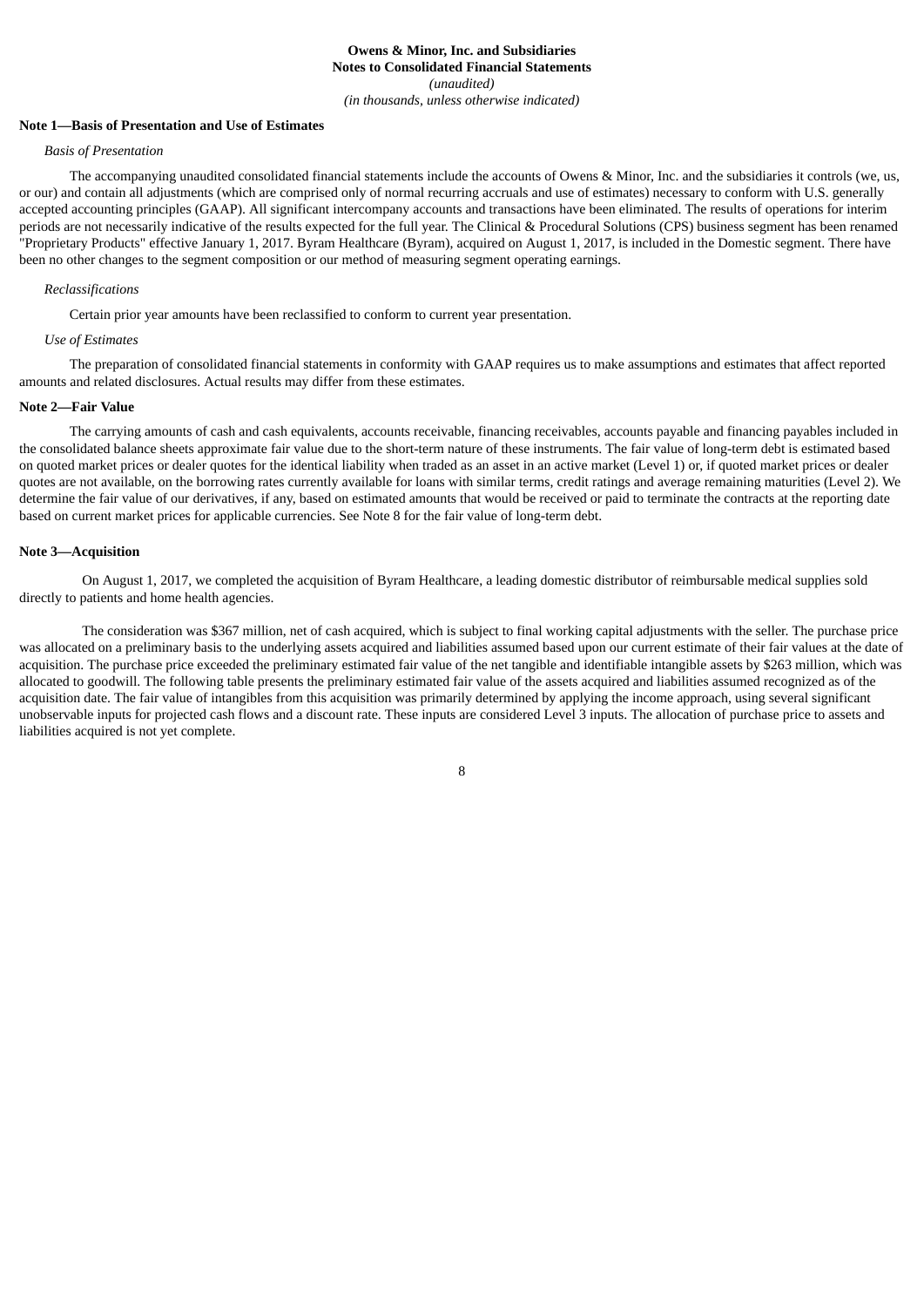**Owens & Minor, Inc. and Subsidiaries**
**Notes to Consolidated Financial Statements**
*(unaudited)*
*(in thousands, unless otherwise indicated)*

**Note 1—Basis of Presentation and Use of Estimates**

*Basis of Presentation*

The accompanying unaudited consolidated financial statements include the accounts of Owens & Minor, Inc. and the subsidiaries it controls (we, us, or our) and contain all adjustments (which are comprised only of normal recurring accruals and use of estimates) necessary to conform with U.S. generally accepted accounting principles (GAAP). All significant intercompany accounts and transactions have been eliminated. The results of operations for interim periods are not necessarily indicative of the results expected for the full year. The Clinical & Procedural Solutions (CPS) business segment has been renamed "Proprietary Products" effective January 1, 2017. Byram Healthcare (Byram), acquired on August 1, 2017, is included in the Domestic segment. There have been no other changes to the segment composition or our method of measuring segment operating earnings.

*Reclassifications*

Certain prior year amounts have been reclassified to conform to current year presentation.

*Use of Estimates*

The preparation of consolidated financial statements in conformity with GAAP requires us to make assumptions and estimates that affect reported amounts and related disclosures. Actual results may differ from these estimates.

**Note 2—Fair Value**

The carrying amounts of cash and cash equivalents, accounts receivable, financing receivables, accounts payable and financing payables included in the consolidated balance sheets approximate fair value due to the short-term nature of these instruments. The fair value of long-term debt is estimated based on quoted market prices or dealer quotes for the identical liability when traded as an asset in an active market (Level 1) or, if quoted market prices or dealer quotes are not available, on the borrowing rates currently available for loans with similar terms, credit ratings and average remaining maturities (Level 2). We determine the fair value of our derivatives, if any, based on estimated amounts that would be received or paid to terminate the contracts at the reporting date based on current market prices for applicable currencies. See Note 8 for the fair value of long-term debt.

**Note 3—Acquisition**

On August 1, 2017, we completed the acquisition of Byram Healthcare, a leading domestic distributor of reimbursable medical supplies sold directly to patients and home health agencies.

The consideration was $367 million, net of cash acquired, which is subject to final working capital adjustments with the seller. The purchase price was allocated on a preliminary basis to the underlying assets acquired and liabilities assumed based upon our current estimate of their fair values at the date of acquisition. The purchase price exceeded the preliminary estimated fair value of the net tangible and identifiable intangible assets by $263 million, which was allocated to goodwill. The following table presents the preliminary estimated fair value of the assets acquired and liabilities assumed recognized as of the acquisition date. The fair value of intangibles from this acquisition was primarily determined by applying the income approach, using several significant unobservable inputs for projected cash flows and a discount rate. These inputs are considered Level 3 inputs. The allocation of purchase price to assets and liabilities acquired is not yet complete.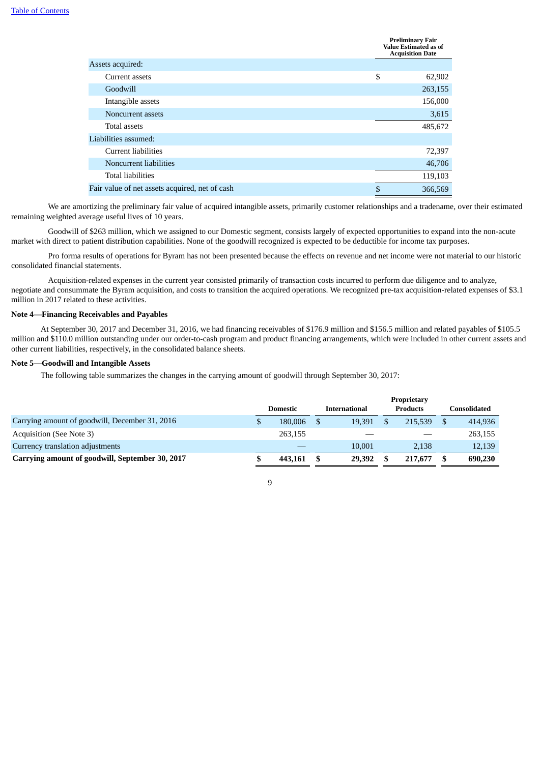|  | Preliminary Fair Value Estimated as of Acquisition Date |
|---|---|
| Assets acquired: |  |
| Current assets | $ 62,902 |
| Goodwill | 263,155 |
| Intangible assets | 156,000 |
| Noncurrent assets | 3,615 |
| Total assets | 485,672 |
| Liabilities assumed: |  |
| Current liabilities | 72,397 |
| Noncurrent liabilities | 46,706 |
| Total liabilities | 119,103 |
| Fair value of net assets acquired, net of cash | $ 366,569 |

We are amortizing the preliminary fair value of acquired intangible assets, primarily customer relationships and a tradename, over their estimated remaining weighted average useful lives of 10 years.

Goodwill of $263 million, which we assigned to our Domestic segment, consists largely of expected opportunities to expand into the non-acute market with direct to patient distribution capabilities. None of the goodwill recognized is expected to be deductible for income tax purposes.

Pro forma results of operations for Byram has not been presented because the effects on revenue and net income were not material to our historic consolidated financial statements.

Acquisition-related expenses in the current year consisted primarily of transaction costs incurred to perform due diligence and to analyze, negotiate and consummate the Byram acquisition, and costs to transition the acquired operations. We recognized pre-tax acquisition-related expenses of $3.1 million in 2017 related to these activities.

**Note 4—Financing Receivables and Payables**

At September 30, 2017 and December 31, 2016, we had financing receivables of $176.9 million and $156.5 million and related payables of $105.5 million and $110.0 million outstanding under our order-to-cash program and product financing arrangements, which were included in other current assets and other current liabilities, respectively, in the consolidated balance sheets.

**Note 5—Goodwill and Intangible Assets**

The following table summarizes the changes in the carrying amount of goodwill through September 30, 2017:

|  | Domestic | International | Proprietary Products | Consolidated |
|---|---|---|---|---|
| Carrying amount of goodwill, December 31, 2016 | $ 180,006 | $ 19,391 | $ 215,539 | $ 414,936 |
| Acquisition (See Note 3) | 263,155 | — | — | 263,155 |
| Currency translation adjustments | — | 10,001 | 2,138 | 12,139 |
| **Carrying amount of goodwill, September 30, 2017** | **$ 443,161** | **$ 29,392** | **$ 217,677** | **$ 690,230** |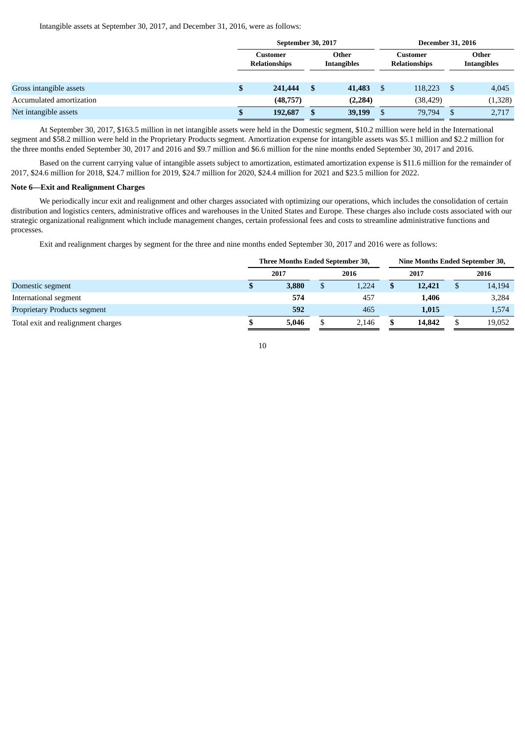Intangible assets at September 30, 2017, and December 31, 2016, were as follows:

| | September 30, 2017 | | December 31, 2016 | |
|---|---|---|---|---|
| | Customer Relationships | Other Intangibles | Customer Relationships | Other Intangibles |
| Gross intangible assets | **$ 241,444** | **$ 41,483** | $ 118,223 | $ 4,045 |
| Accumulated amortization | **(48,757)** | **(2,284)** | (38,429) | (1,328) |
| Net intangible assets | **$ 192,687** | **$ 39,199** | $ 79,794 | $ 2,717 |

At September 30, 2017, $163.5 million in net intangible assets were held in the Domestic segment, $10.2 million were held in the International segment and $58.2 million were held in the Proprietary Products segment. Amortization expense for intangible assets was $5.1 million and $2.2 million for the three months ended September 30, 2017 and 2016 and $9.7 million and $6.6 million for the nine months ended September 30, 2017 and 2016.

Based on the current carrying value of intangible assets subject to amortization, estimated amortization expense is $11.6 million for the remainder of 2017, $24.6 million for 2018, $24.7 million for 2019, $24.7 million for 2020, $24.4 million for 2021 and $23.5 million for 2022.

**Note 6—Exit and Realignment Charges**

We periodically incur exit and realignment and other charges associated with optimizing our operations, which includes the consolidation of certain distribution and logistics centers, administrative offices and warehouses in the United States and Europe. These charges also include costs associated with our strategic organizational realignment which include management changes, certain professional fees and costs to streamline administrative functions and processes.

Exit and realignment charges by segment for the three and nine months ended September 30, 2017 and 2016 were as follows:

| | Three Months Ended September 30, | | Nine Months Ended September 30, | |
|---|---|---|---|---|
| | 2017 | 2016 | 2017 | 2016 |
| Domestic segment | **$ 3,880** | $ 1,224 | **$ 12,421** | $ 14,194 |
| International segment | **574** | 457 | **1,406** | 3,284 |
| Proprietary Products segment | **592** | 465 | **1,015** | 1,574 |
| Total exit and realignment charges | **$ 5,046** | $ 2,146 | **$ 14,842** | $ 19,052 |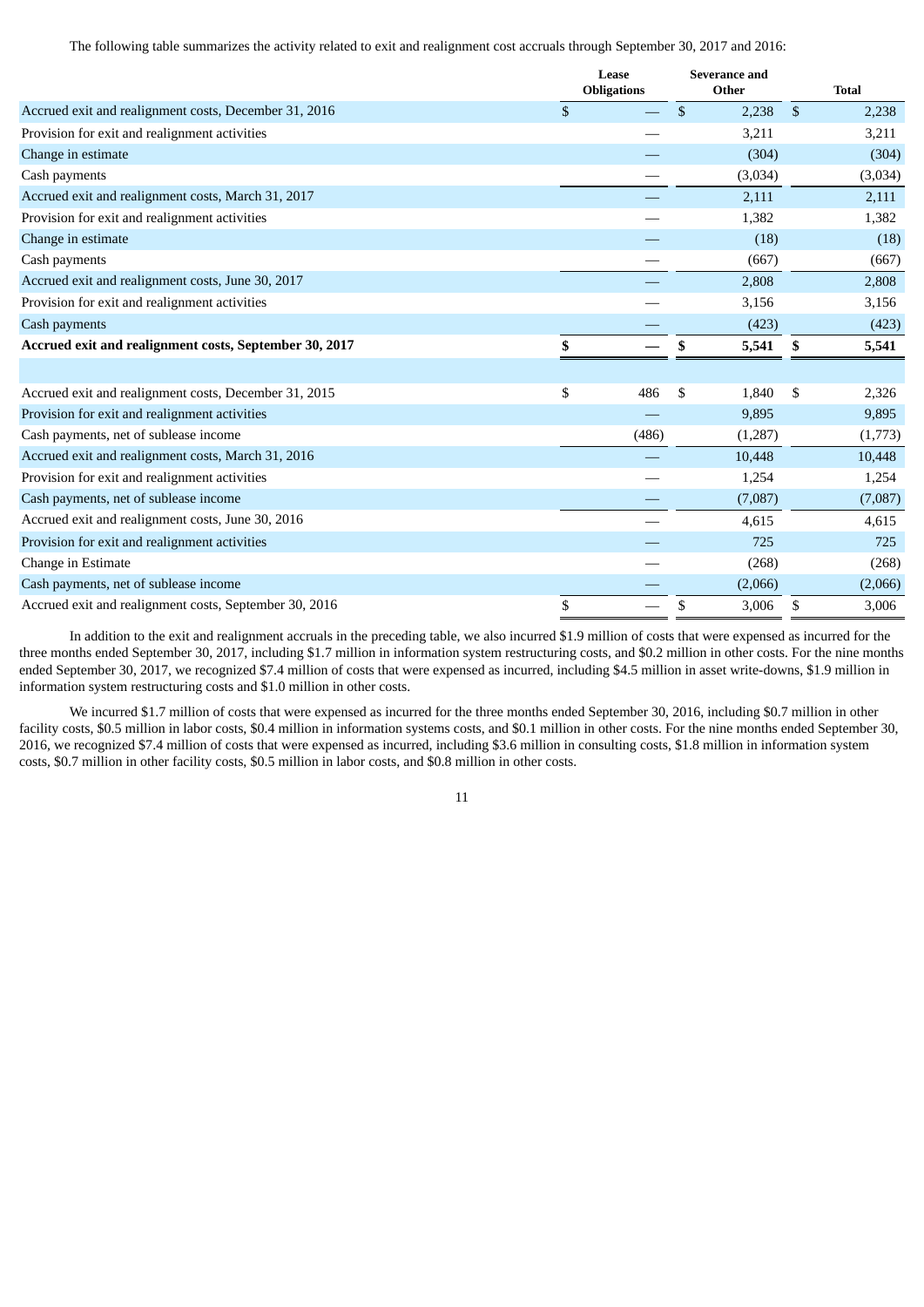The following table summarizes the activity related to exit and realignment cost accruals through September 30, 2017 and 2016:

| | Lease Obligations | Severance and Other | Total |
|---|---|---|---|
| Accrued exit and realignment costs, December 31, 2016 | $ — | $ 2,238 | $ 2,238 |
| Provision for exit and realignment activities | — | 3,211 | 3,211 |
| Change in estimate | — | (304) | (304) |
| Cash payments | — | (3,034) | (3,034) |
| Accrued exit and realignment costs, March 31, 2017 | — | 2,111 | 2,111 |
| Provision for exit and realignment activities | — | 1,382 | 1,382 |
| Change in estimate | — | (18) | (18) |
| Cash payments | — | (667) | (667) |
| Accrued exit and realignment costs, June 30, 2017 | — | 2,808 | 2,808 |
| Provision for exit and realignment activities | — | 3,156 | 3,156 |
| Cash payments | — | (423) | (423) |
| **Accrued exit and realignment costs, September 30, 2017** | **$ —** | **$ 5,541** | **$ 5,541** |
| | | | |
| Accrued exit and realignment costs, December 31, 2015 | $ 486 | $ 1,840 | $ 2,326 |
| Provision for exit and realignment activities | — | 9,895 | 9,895 |
| Cash payments, net of sublease income | (486) | (1,287) | (1,773) |
| Accrued exit and realignment costs, March 31, 2016 | — | 10,448 | 10,448 |
| Provision for exit and realignment activities | — | 1,254 | 1,254 |
| Cash payments, net of sublease income | — | (7,087) | (7,087) |
| Accrued exit and realignment costs, June 30, 2016 | — | 4,615 | 4,615 |
| Provision for exit and realignment activities | — | 725 | 725 |
| Change in Estimate | — | (268) | (268) |
| Cash payments, net of sublease income | — | (2,066) | (2,066) |
| Accrued exit and realignment costs, September 30, 2016 | $ — | $ 3,006 | $ 3,006 |

In addition to the exit and realignment accruals in the preceding table, we also incurred $1.9 million of costs that were expensed as incurred for the three months ended September 30, 2017, including $1.7 million in information system restructuring costs, and $0.2 million in other costs. For the nine months ended September 30, 2017, we recognized $7.4 million of costs that were expensed as incurred, including $4.5 million in asset write-downs, $1.9 million in information system restructuring costs and $1.0 million in other costs.

We incurred $1.7 million of costs that were expensed as incurred for the three months ended September 30, 2016, including $0.7 million in other facility costs, $0.5 million in labor costs, $0.4 million in information systems costs, and $0.1 million in other costs. For the nine months ended September 30, 2016, we recognized $7.4 million of costs that were expensed as incurred, including $3.6 million in consulting costs, $1.8 million in information system costs, $0.7 million in other facility costs, $0.5 million in labor costs, and $0.8 million in other costs.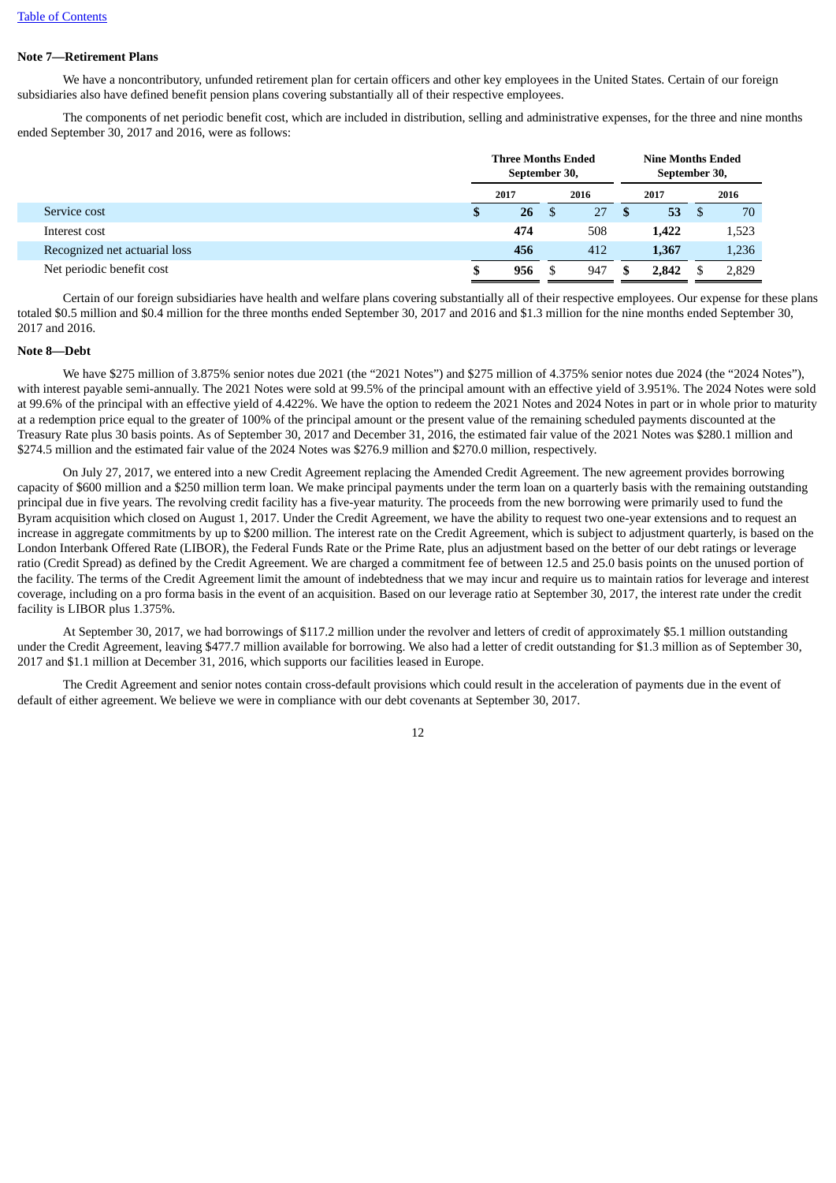Table of Contents

**Note 7—Retirement Plans**

We have a noncontributory, unfunded retirement plan for certain officers and other key employees in the United States. Certain of our foreign subsidiaries also have defined benefit pension plans covering substantially all of their respective employees.

The components of net periodic benefit cost, which are included in distribution, selling and administrative expenses, for the three and nine months ended September 30, 2017 and 2016, were as follows:

| | Three Months Ended September 30, | | Nine Months Ended September 30, | |
|---|---|---|---|---|
| | 2017 | 2016 | 2017 | 2016 |
| Service cost | **$ 26** | $ 27 | **$ 53** | $ 70 |
| Interest cost | **474** | 508 | **1,422** | 1,523 |
| Recognized net actuarial loss | **456** | 412 | **1,367** | 1,236 |
| Net periodic benefit cost | **$ 956** | $ 947 | **$ 2,842** | $ 2,829 |

Certain of our foreign subsidiaries have health and welfare plans covering substantially all of their respective employees. Our expense for these plans totaled $0.5 million and $0.4 million for the three months ended September 30, 2017 and 2016 and $1.3 million for the nine months ended September 30, 2017 and 2016.

**Note 8—Debt**

We have $275 million of 3.875% senior notes due 2021 (the "2021 Notes") and $275 million of 4.375% senior notes due 2024 (the "2024 Notes"), with interest payable semi-annually. The 2021 Notes were sold at 99.5% of the principal amount with an effective yield of 3.951%. The 2024 Notes were sold at 99.6% of the principal with an effective yield of 4.422%. We have the option to redeem the 2021 Notes and 2024 Notes in part or in whole prior to maturity at a redemption price equal to the greater of 100% of the principal amount or the present value of the remaining scheduled payments discounted at the Treasury Rate plus 30 basis points. As of September 30, 2017 and December 31, 2016, the estimated fair value of the 2021 Notes was $280.1 million and $274.5 million and the estimated fair value of the 2024 Notes was $276.9 million and $270.0 million, respectively.

On July 27, 2017, we entered into a new Credit Agreement replacing the Amended Credit Agreement. The new agreement provides borrowing capacity of $600 million and a $250 million term loan. We make principal payments under the term loan on a quarterly basis with the remaining outstanding principal due in five years. The revolving credit facility has a five-year maturity. The proceeds from the new borrowing were primarily used to fund the Byram acquisition which closed on August 1, 2017. Under the Credit Agreement, we have the ability to request two one-year extensions and to request an increase in aggregate commitments by up to $200 million. The interest rate on the Credit Agreement, which is subject to adjustment quarterly, is based on the London Interbank Offered Rate (LIBOR), the Federal Funds Rate or the Prime Rate, plus an adjustment based on the better of our debt ratings or leverage ratio (Credit Spread) as defined by the Credit Agreement. We are charged a commitment fee of between 12.5 and 25.0 basis points on the unused portion of the facility. The terms of the Credit Agreement limit the amount of indebtedness that we may incur and require us to maintain ratios for leverage and interest coverage, including on a pro forma basis in the event of an acquisition. Based on our leverage ratio at September 30, 2017, the interest rate under the credit facility is LIBOR plus 1.375%.

At September 30, 2017, we had borrowings of $117.2 million under the revolver and letters of credit of approximately $5.1 million outstanding under the Credit Agreement, leaving $477.7 million available for borrowing. We also had a letter of credit outstanding for $1.3 million as of September 30, 2017 and $1.1 million at December 31, 2016, which supports our facilities leased in Europe.

The Credit Agreement and senior notes contain cross-default provisions which could result in the acceleration of payments due in the event of default of either agreement. We believe we were in compliance with our debt covenants at September 30, 2017.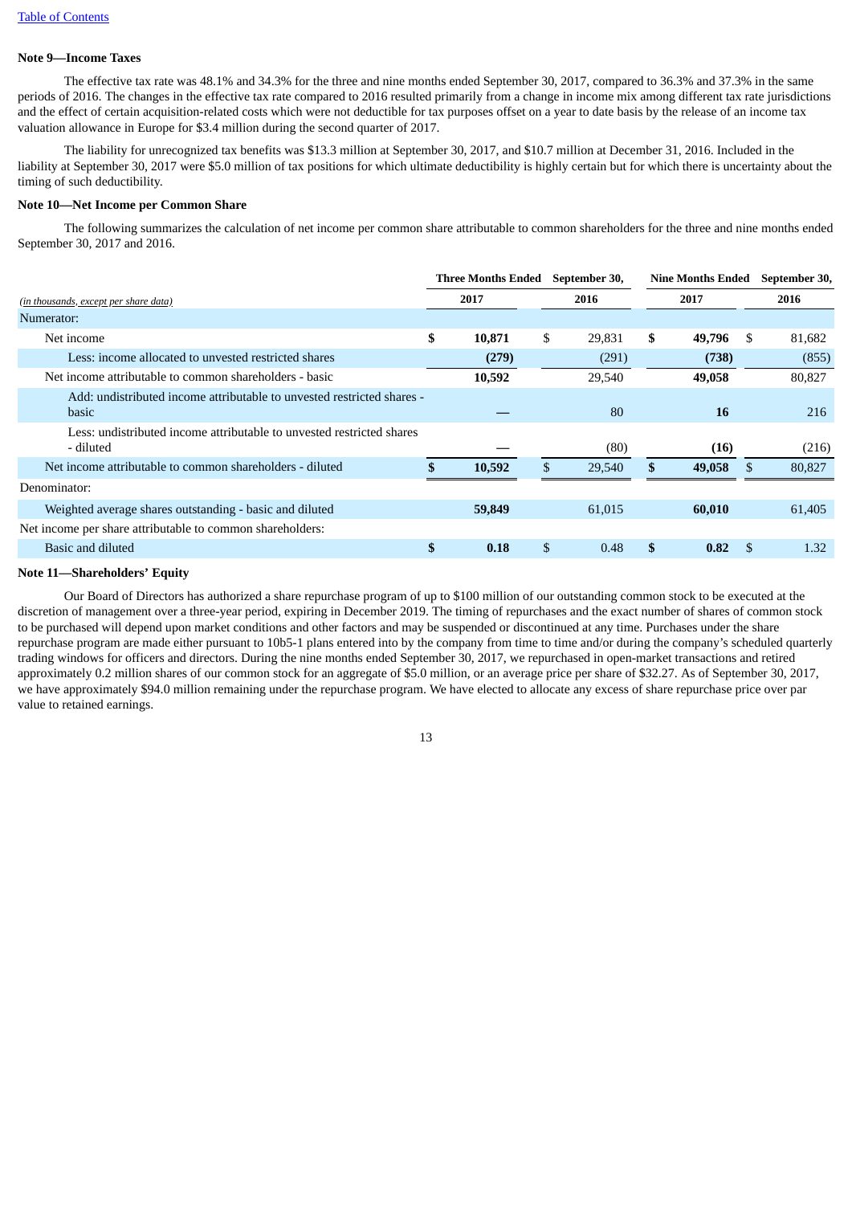[Table of Contents](#)

**Note 9—Income Taxes**

The effective tax rate was 48.1% and 34.3% for the three and nine months ended September 30, 2017, compared to 36.3% and 37.3% in the same periods of 2016. The changes in the effective tax rate compared to 2016 resulted primarily from a change in income mix among different tax rate jurisdictions and the effect of certain acquisition-related costs which were not deductible for tax purposes offset on a year to date basis by the release of an income tax valuation allowance in Europe for $3.4 million during the second quarter of 2017.

The liability for unrecognized tax benefits was $13.3 million at September 30, 2017, and $10.7 million at December 31, 2016. Included in the liability at September 30, 2017 were $5.0 million of tax positions for which ultimate deductibility is highly certain but for which there is uncertainty about the timing of such deductibility.

**Note 10—Net Income per Common Share**

The following summarizes the calculation of net income per common share attributable to common shareholders for the three and nine months ended September 30, 2017 and 2016.

| *(in thousands, except per share data)* | Three Months Ended September 30, 2017 | Three Months Ended September 30, 2016 | Nine Months Ended September 30, 2017 | Nine Months Ended September 30, 2016 |
|---|---|---|---|---|
| Numerator: | | | | |
| Net income | **$ 10,871** | $ 29,831 | **$ 49,796** | $ 81,682 |
| Less: income allocated to unvested restricted shares | **(279)** | (291) | **(738)** | (855) |
| Net income attributable to common shareholders - basic | **10,592** | 29,540 | **49,058** | 80,827 |
| Add: undistributed income attributable to unvested restricted shares - basic | **—** | 80 | **16** | 216 |
| Less: undistributed income attributable to unvested restricted shares - diluted | **—** | (80) | **(16)** | (216) |
| Net income attributable to common shareholders - diluted | **$ 10,592** | $ 29,540 | **$ 49,058** | $ 80,827 |
| Denominator: | | | | |
| Weighted average shares outstanding - basic and diluted | **59,849** | 61,015 | **60,010** | 61,405 |
| Net income per share attributable to common shareholders: | | | | |
| Basic and diluted | **$ 0.18** | $ 0.48 | **$ 0.82** | $ 1.32 |

**Note 11—Shareholders' Equity**

Our Board of Directors has authorized a share repurchase program of up to $100 million of our outstanding common stock to be executed at the discretion of management over a three-year period, expiring in December 2019. The timing of repurchases and the exact number of shares of common stock to be purchased will depend upon market conditions and other factors and may be suspended or discontinued at any time. Purchases under the share repurchase program are made either pursuant to 10b5-1 plans entered into by the company from time to time and/or during the company's scheduled quarterly trading windows for officers and directors. During the nine months ended September 30, 2017, we repurchased in open-market transactions and retired approximately 0.2 million shares of our common stock for an aggregate of $5.0 million, or an average price per share of $32.27. As of September 30, 2017, we have approximately $94.0 million remaining under the repurchase program. We have elected to allocate any excess of share repurchase price over par value to retained earnings.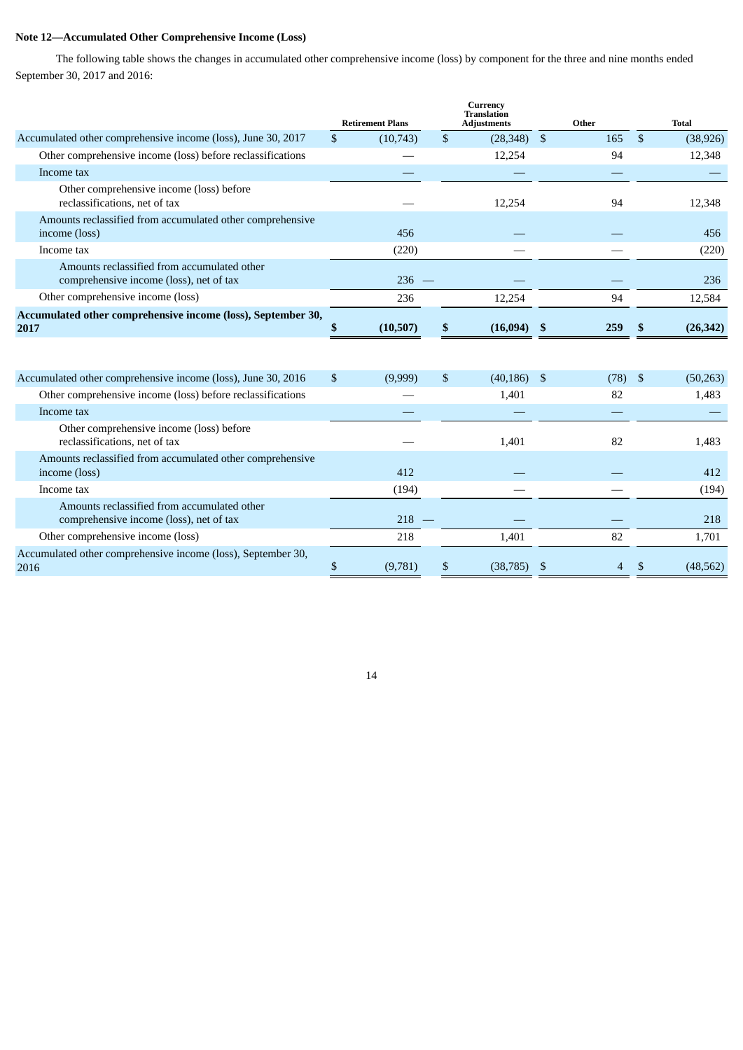**Note 12—Accumulated Other Comprehensive Income (Loss)**

The following table shows the changes in accumulated other comprehensive income (loss) by component for the three and nine months ended September 30, 2017 and 2016:

| | Retirement Plans | Currency Translation Adjustments | Other | Total |
|---|---|---|---|---|
| Accumulated other comprehensive income (loss), June 30, 2017 | $ (10,743) | $ (28,348) | $ 165 | $ (38,926) |
| Other comprehensive income (loss) before reclassifications | — | 12,254 | 94 | 12,348 |
| Income tax | — | — | — | — |
| Other comprehensive income (loss) before reclassifications, net of tax | — | 12,254 | 94 | 12,348 |
| Amounts reclassified from accumulated other comprehensive income (loss) | 456 | — | — | 456 |
| Income tax | (220) | — | — | (220) |
| Amounts reclassified from accumulated other comprehensive income (loss), net of tax | 236 | — | — | 236 |
| Other comprehensive income (loss) | 236 | 12,254 | 94 | 12,584 |
| **Accumulated other comprehensive income (loss), September 30, 2017** | **$ (10,507)** | **$ (16,094)** | **$ 259** | **$ (26,342)** |
| | | | | |
| Accumulated other comprehensive income (loss), June 30, 2016 | $ (9,999) | $ (40,186) | $ (78) | $ (50,263) |
| Other comprehensive income (loss) before reclassifications | — | 1,401 | 82 | 1,483 |
| Income tax | — | — | — | — |
| Other comprehensive income (loss) before reclassifications, net of tax | — | 1,401 | 82 | 1,483 |
| Amounts reclassified from accumulated other comprehensive income (loss) | 412 | — | — | 412 |
| Income tax | (194) | — | — | (194) |
| Amounts reclassified from accumulated other comprehensive income (loss), net of tax | 218 | — | — | 218 |
| Other comprehensive income (loss) | 218 | 1,401 | 82 | 1,701 |
| Accumulated other comprehensive income (loss), September 30, 2016 | $ (9,781) | $ (38,785) | $ 4 | $ (48,562) |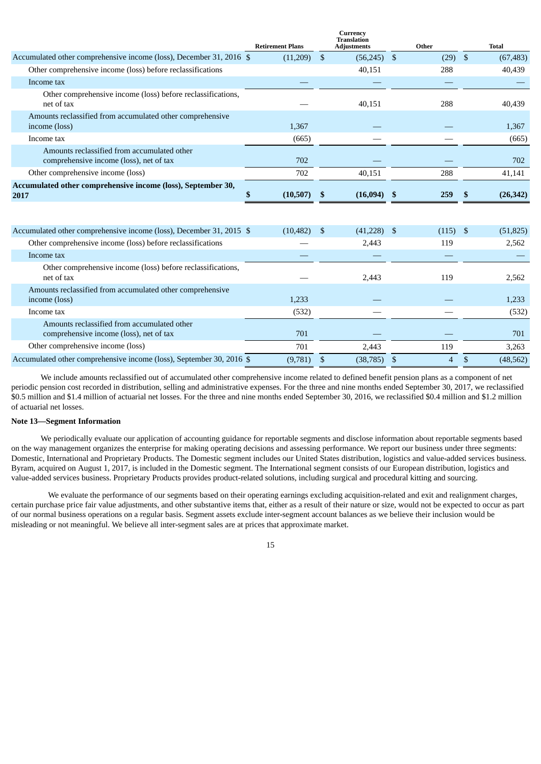| | Retirement Plans | Currency Translation Adjustments | Other | Total |
|---|---|---|---|---|
| Accumulated other comprehensive income (loss), December 31, 2016 | $ (11,209) | $ (56,245) | $ (29) | $ (67,483) |
| Other comprehensive income (loss) before reclassifications | — | 40,151 | 288 | 40,439 |
| Income tax | — | — | — | — |
| Other comprehensive income (loss) before reclassifications, net of tax | — | 40,151 | 288 | 40,439 |
| Amounts reclassified from accumulated other comprehensive income (loss) | 1,367 | — | — | 1,367 |
| Income tax | (665) | — | — | (665) |
| Amounts reclassified from accumulated other comprehensive income (loss), net of tax | 702 | — | — | 702 |
| Other comprehensive income (loss) | 702 | 40,151 | 288 | 41,141 |
| **Accumulated other comprehensive income (loss), September 30, 2017** | **$ (10,507)** | **$ (16,094)** | **$ 259** | **$ (26,342)** |
| | | | | |
| Accumulated other comprehensive income (loss), December 31, 2015 | $ (10,482) | $ (41,228) | $ (115) | $ (51,825) |
| Other comprehensive income (loss) before reclassifications | — | 2,443 | 119 | 2,562 |
| Income tax | — | — | — | — |
| Other comprehensive income (loss) before reclassifications, net of tax | — | 2,443 | 119 | 2,562 |
| Amounts reclassified from accumulated other comprehensive income (loss) | 1,233 | — | — | 1,233 |
| Income tax | (532) | — | — | (532) |
| Amounts reclassified from accumulated other comprehensive income (loss), net of tax | 701 | — | — | 701 |
| Other comprehensive income (loss) | 701 | 2,443 | 119 | 3,263 |
| Accumulated other comprehensive income (loss), September 30, 2016 | $ (9,781) | $ (38,785) | $ 4 | $ (48,562) |

We include amounts reclassified out of accumulated other comprehensive income related to defined benefit pension plans as a component of net periodic pension cost recorded in distribution, selling and administrative expenses. For the three and nine months ended September 30, 2017, we reclassified $0.5 million and $1.4 million of actuarial net losses. For the three and nine months ended September 30, 2016, we reclassified $0.4 million and $1.2 million of actuarial net losses.

**Note 13—Segment Information**

We periodically evaluate our application of accounting guidance for reportable segments and disclose information about reportable segments based on the way management organizes the enterprise for making operating decisions and assessing performance. We report our business under three segments: Domestic, International and Proprietary Products. The Domestic segment includes our United States distribution, logistics and value-added services business. Byram, acquired on August 1, 2017, is included in the Domestic segment. The International segment consists of our European distribution, logistics and value-added services business. Proprietary Products provides product-related solutions, including surgical and procedural kitting and sourcing.

We evaluate the performance of our segments based on their operating earnings excluding acquisition-related and exit and realignment charges, certain purchase price fair value adjustments, and other substantive items that, either as a result of their nature or size, would not be expected to occur as part of our normal business operations on a regular basis. Segment assets exclude inter-segment account balances as we believe their inclusion would be misleading or not meaningful. We believe all inter-segment sales are at prices that approximate market.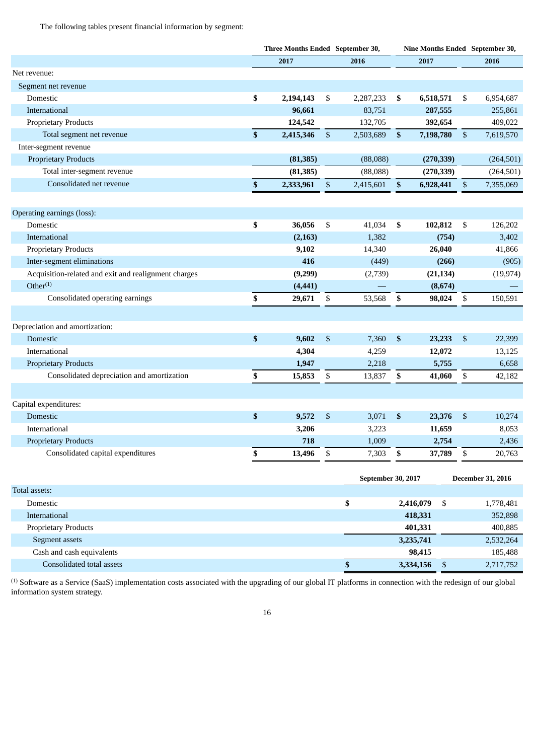The following tables present financial information by segment:

| | Three Months Ended September 30, | | Nine Months Ended September 30, | |
|---|---|---|---|---|
| | 2017 | 2016 | 2017 | 2016 |
| Net revenue: | | | | |
| Segment net revenue | | | | |
| Domestic | $ 2,194,143 | $ 2,287,233 | $ 6,518,571 | $ 6,954,687 |
| International | 96,661 | 83,751 | 287,555 | 255,861 |
| Proprietary Products | 124,542 | 132,705 | 392,654 | 409,022 |
| Total segment net revenue | $ 2,415,346 | $ 2,503,689 | $ 7,198,780 | $ 7,619,570 |
| Inter-segment revenue | | | | |
| Proprietary Products | (81,385) | (88,088) | (270,339) | (264,501) |
| Total inter-segment revenue | (81,385) | (88,088) | (270,339) | (264,501) |
| Consolidated net revenue | $ 2,333,961 | $ 2,415,601 | $ 6,928,441 | $ 7,355,069 |
| | | | | |
| Operating earnings (loss): | | | | |
| Domestic | $ 36,056 | $ 41,034 | $ 102,812 | $ 126,202 |
| International | (2,163) | 1,382 | (754) | 3,402 |
| Proprietary Products | 9,102 | 14,340 | 26,040 | 41,866 |
| Inter-segment eliminations | 416 | (449) | (266) | (905) |
| Acquisition-related and exit and realignment charges | (9,299) | (2,739) | (21,134) | (19,974) |
| Other[(1)] | (4,441) | — | (8,674) | — |
| Consolidated operating earnings | $ 29,671 | $ 53,568 | $ 98,024 | $ 150,591 |
| | | | | |
| Depreciation and amortization: | | | | |
| Domestic | $ 9,602 | $ 7,360 | $ 23,233 | $ 22,399 |
| International | 4,304 | 4,259 | 12,072 | 13,125 |
| Proprietary Products | 1,947 | 2,218 | 5,755 | 6,658 |
| Consolidated depreciation and amortization | $ 15,853 | $ 13,837 | $ 41,060 | $ 42,182 |
| | | | | |
| Capital expenditures: | | | | |
| Domestic | $ 9,572 | $ 3,071 | $ 23,376 | $ 10,274 |
| International | 3,206 | 3,223 | 11,659 | 8,053 |
| Proprietary Products | 718 | 1,009 | 2,754 | 2,436 |
| Consolidated capital expenditures | $ 13,496 | $ 7,303 | $ 37,789 | $ 20,763 |

| | September 30, 2017 | December 31, 2016 |
|---|---|---|
| Total assets: | | |
| Domestic | $ 2,416,079 | $ 1,778,481 |
| International | 418,331 | 352,898 |
| Proprietary Products | 401,331 | 400,885 |
| Segment assets | 3,235,741 | 2,532,264 |
| Cash and cash equivalents | 98,415 | 185,488 |
| Consolidated total assets | $ 3,334,156 | $ 2,717,752 |

(1) Software as a Service (SaaS) implementation costs associated with the upgrading of our global IT platforms in connection with the redesign of our global information system strategy.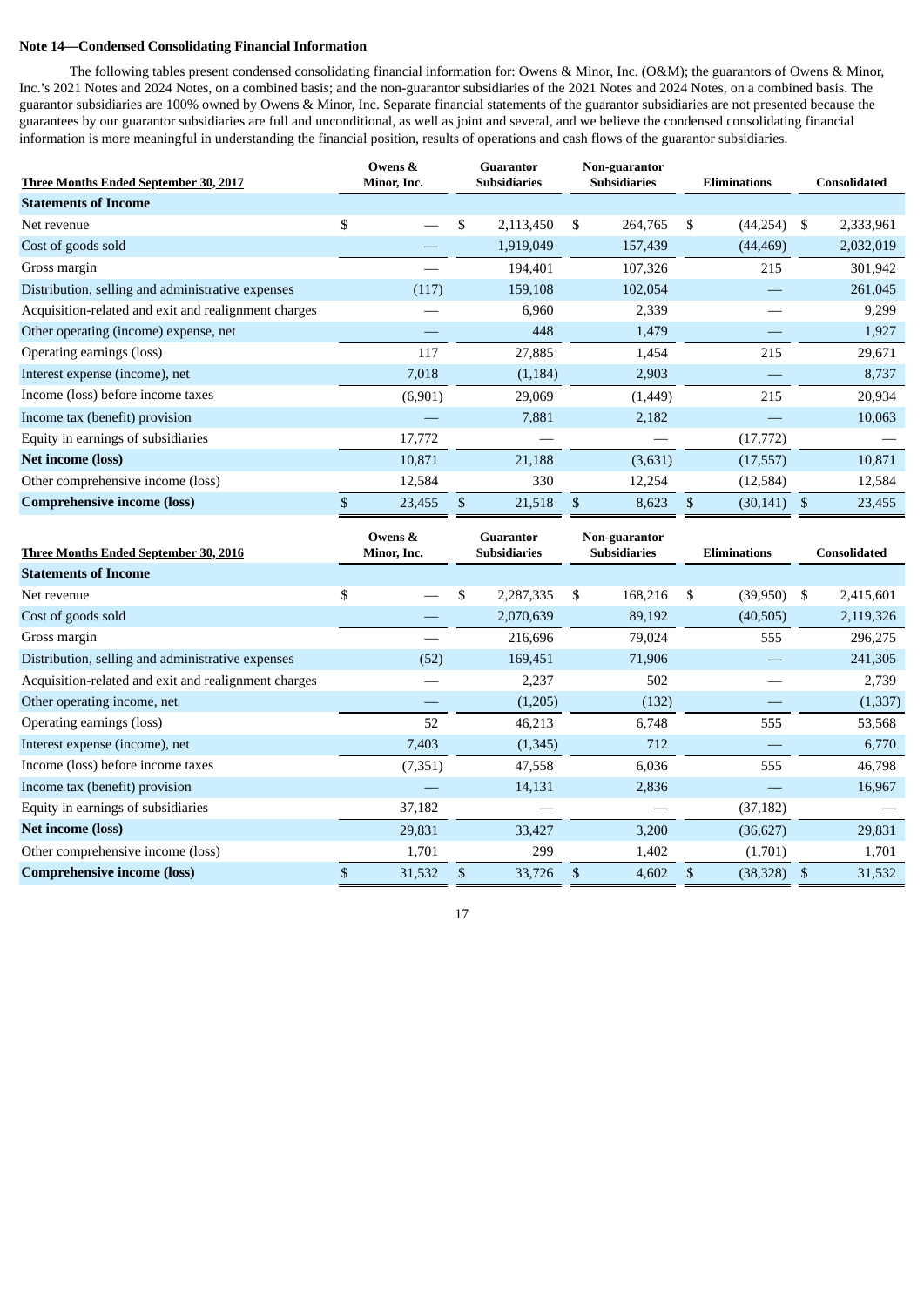**Note 14—Condensed Consolidating Financial Information**

The following tables present condensed consolidating financial information for: Owens & Minor, Inc. (O&M); the guarantors of Owens & Minor, Inc.'s 2021 Notes and 2024 Notes, on a combined basis; and the non-guarantor subsidiaries of the 2021 Notes and 2024 Notes, on a combined basis. The guarantor subsidiaries are 100% owned by Owens & Minor, Inc. Separate financial statements of the guarantor subsidiaries are not presented because the guarantees by our guarantor subsidiaries are full and unconditional, as well as joint and several, and we believe the condensed consolidating financial information is more meaningful in understanding the financial position, results of operations and cash flows of the guarantor subsidiaries.

| Three Months Ended September 30, 2017 | Owens & Minor, Inc. | Guarantor Subsidiaries | Non-guarantor Subsidiaries | Eliminations | Consolidated |
|---|---|---|---|---|---|
| **Statements of Income** | | | | | |
| Net revenue | $ — | $ 2,113,450 | $ 264,765 | $ (44,254) | $ 2,333,961 |
| Cost of goods sold | — | 1,919,049 | 157,439 | (44,469) | 2,032,019 |
| Gross margin | — | 194,401 | 107,326 | 215 | 301,942 |
| Distribution, selling and administrative expenses | (117) | 159,108 | 102,054 | — | 261,045 |
| Acquisition-related and exit and realignment charges | — | 6,960 | 2,339 | — | 9,299 |
| Other operating (income) expense, net | — | 448 | 1,479 | — | 1,927 |
| Operating earnings (loss) | 117 | 27,885 | 1,454 | 215 | 29,671 |
| Interest expense (income), net | 7,018 | (1,184) | 2,903 | — | 8,737 |
| Income (loss) before income taxes | (6,901) | 29,069 | (1,449) | 215 | 20,934 |
| Income tax (benefit) provision | — | 7,881 | 2,182 | — | 10,063 |
| Equity in earnings of subsidiaries | 17,772 | — | — | (17,772) | — |
| **Net income (loss)** | 10,871 | 21,188 | (3,631) | (17,557) | 10,871 |
| Other comprehensive income (loss) | 12,584 | 330 | 12,254 | (12,584) | 12,584 |
| **Comprehensive income (loss)** | $ 23,455 | $ 21,518 | $ 8,623 | $ (30,141) | $ 23,455 |

| Three Months Ended September 30, 2016 | Owens & Minor, Inc. | Guarantor Subsidiaries | Non-guarantor Subsidiaries | Eliminations | Consolidated |
|---|---|---|---|---|---|
| **Statements of Income** | | | | | |
| Net revenue | $ — | $ 2,287,335 | $ 168,216 | $ (39,950) | $ 2,415,601 |
| Cost of goods sold | — | 2,070,639 | 89,192 | (40,505) | 2,119,326 |
| Gross margin | — | 216,696 | 79,024 | 555 | 296,275 |
| Distribution, selling and administrative expenses | (52) | 169,451 | 71,906 | — | 241,305 |
| Acquisition-related and exit and realignment charges | — | 2,237 | 502 | — | 2,739 |
| Other operating income, net | — | (1,205) | (132) | — | (1,337) |
| Operating earnings (loss) | 52 | 46,213 | 6,748 | 555 | 53,568 |
| Interest expense (income), net | 7,403 | (1,345) | 712 | — | 6,770 |
| Income (loss) before income taxes | (7,351) | 47,558 | 6,036 | 555 | 46,798 |
| Income tax (benefit) provision | — | 14,131 | 2,836 | — | 16,967 |
| Equity in earnings of subsidiaries | 37,182 | — | — | (37,182) | — |
| **Net income (loss)** | 29,831 | 33,427 | 3,200 | (36,627) | 29,831 |
| Other comprehensive income (loss) | 1,701 | 299 | 1,402 | (1,701) | 1,701 |
| **Comprehensive income (loss)** | $ 31,532 | $ 33,726 | $ 4,602 | $ (38,328) | $ 31,532 |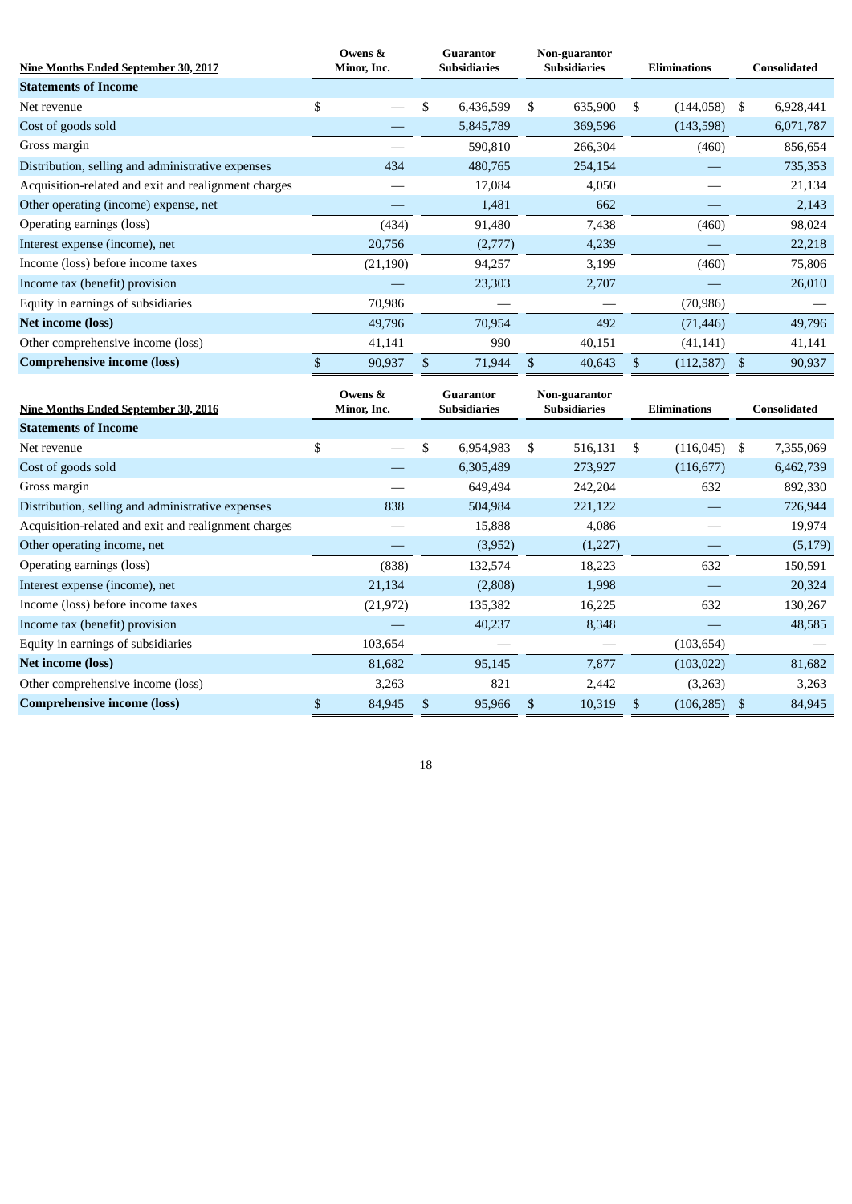| Nine Months Ended September 30, 2017 | Owens & Minor, Inc. | Guarantor Subsidiaries | Non-guarantor Subsidiaries | Eliminations | Consolidated |
|---|---|---|---|---|---|
| **Statements of Income** | | | | | |
| Net revenue | $ — | $ 6,436,599 | $ 635,900 | $ (144,058) | $ 6,928,441 |
| Cost of goods sold | — | 5,845,789 | 369,596 | (143,598) | 6,071,787 |
| Gross margin | — | 590,810 | 266,304 | (460) | 856,654 |
| Distribution, selling and administrative expenses | 434 | 480,765 | 254,154 | — | 735,353 |
| Acquisition-related and exit and realignment charges | — | 17,084 | 4,050 | — | 21,134 |
| Other operating (income) expense, net | — | 1,481 | 662 | — | 2,143 |
| Operating earnings (loss) | (434) | 91,480 | 7,438 | (460) | 98,024 |
| Interest expense (income), net | 20,756 | (2,777) | 4,239 | — | 22,218 |
| Income (loss) before income taxes | (21,190) | 94,257 | 3,199 | (460) | 75,806 |
| Income tax (benefit) provision | — | 23,303 | 2,707 | — | 26,010 |
| Equity in earnings of subsidiaries | 70,986 | — | — | (70,986) | — |
| **Net income (loss)** | 49,796 | 70,954 | 492 | (71,446) | 49,796 |
| Other comprehensive income (loss) | 41,141 | 990 | 40,151 | (41,141) | 41,141 |
| **Comprehensive income (loss)** | $ 90,937 | $ 71,944 | $ 40,643 | $ (112,587) | $ 90,937 |

| Nine Months Ended September 30, 2016 | Owens & Minor, Inc. | Guarantor Subsidiaries | Non-guarantor Subsidiaries | Eliminations | Consolidated |
|---|---|---|---|---|---|
| **Statements of Income** | | | | | |
| Net revenue | $ — | $ 6,954,983 | $ 516,131 | $ (116,045) | $ 7,355,069 |
| Cost of goods sold | — | 6,305,489 | 273,927 | (116,677) | 6,462,739 |
| Gross margin | — | 649,494 | 242,204 | 632 | 892,330 |
| Distribution, selling and administrative expenses | 838 | 504,984 | 221,122 | — | 726,944 |
| Acquisition-related and exit and realignment charges | — | 15,888 | 4,086 | — | 19,974 |
| Other operating income, net | — | (3,952) | (1,227) | — | (5,179) |
| Operating earnings (loss) | (838) | 132,574 | 18,223 | 632 | 150,591 |
| Interest expense (income), net | 21,134 | (2,808) | 1,998 | — | 20,324 |
| Income (loss) before income taxes | (21,972) | 135,382 | 16,225 | 632 | 130,267 |
| Income tax (benefit) provision | — | 40,237 | 8,348 | — | 48,585 |
| Equity in earnings of subsidiaries | 103,654 | — | — | (103,654) | — |
| **Net income (loss)** | 81,682 | 95,145 | 7,877 | (103,022) | 81,682 |
| Other comprehensive income (loss) | 3,263 | 821 | 2,442 | (3,263) | 3,263 |
| **Comprehensive income (loss)** | $ 84,945 | $ 95,966 | $ 10,319 | $ (106,285) | $ 84,945 |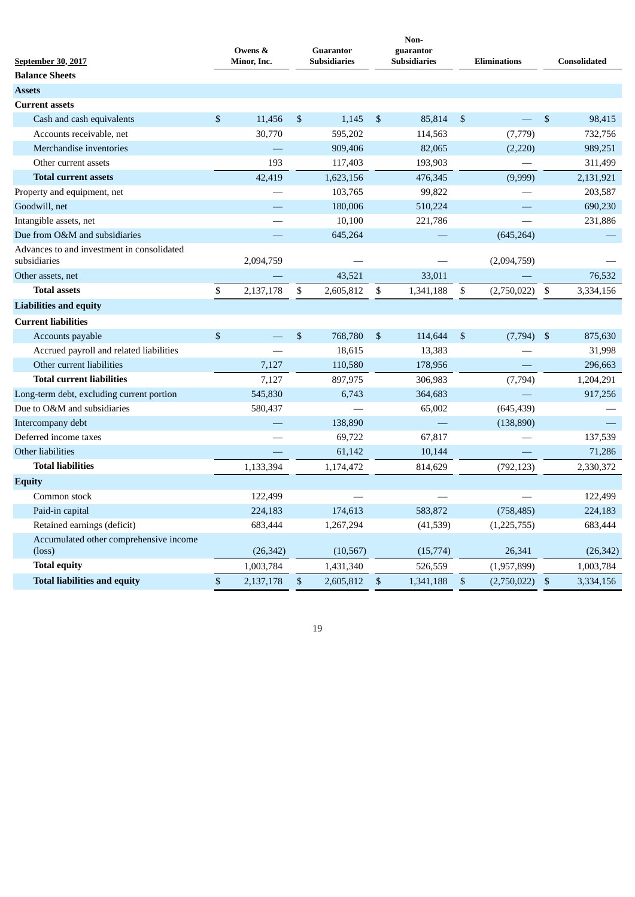| September 30, 2017 | Owens & Minor, Inc. | Guarantor Subsidiaries | Non-guarantor Subsidiaries | Eliminations | Consolidated |
|---|---|---|---|---|---|
| **Balance Sheets** | | | | | |
| **Assets** | | | | | |
| **Current assets** | | | | | |
| Cash and cash equivalents | $ 11,456 | $ 1,145 | $ 85,814 | $ — | $ 98,415 |
| Accounts receivable, net | 30,770 | 595,202 | 114,563 | (7,779) | 732,756 |
| Merchandise inventories | — | 909,406 | 82,065 | (2,220) | 989,251 |
| Other current assets | 193 | 117,403 | 193,903 | — | 311,499 |
| **Total current assets** | 42,419 | 1,623,156 | 476,345 | (9,999) | 2,131,921 |
| Property and equipment, net | — | 103,765 | 99,822 | — | 203,587 |
| Goodwill, net | — | 180,006 | 510,224 | — | 690,230 |
| Intangible assets, net | — | 10,100 | 221,786 | — | 231,886 |
| Due from O&M and subsidiaries | — | 645,264 | — | (645,264) | — |
| Advances to and investment in consolidated subsidiaries | 2,094,759 | — | — | (2,094,759) | — |
| Other assets, net | — | 43,521 | 33,011 | — | 76,532 |
| **Total assets** | $ 2,137,178 | $ 2,605,812 | $ 1,341,188 | $ (2,750,022) | $ 3,334,156 |
| **Liabilities and equity** | | | | | |
| **Current liabilities** | | | | | |
| Accounts payable | $ — | $ 768,780 | $ 114,644 | $ (7,794) | $ 875,630 |
| Accrued payroll and related liabilities | — | 18,615 | 13,383 | — | 31,998 |
| Other current liabilities | 7,127 | 110,580 | 178,956 | — | 296,663 |
| **Total current liabilities** | 7,127 | 897,975 | 306,983 | (7,794) | 1,204,291 |
| Long-term debt, excluding current portion | 545,830 | 6,743 | 364,683 | — | 917,256 |
| Due to O&M and subsidiaries | 580,437 | — | 65,002 | (645,439) | — |
| Intercompany debt | — | 138,890 | — | (138,890) | — |
| Deferred income taxes | — | 69,722 | 67,817 | — | 137,539 |
| Other liabilities | — | 61,142 | 10,144 | — | 71,286 |
| **Total liabilities** | 1,133,394 | 1,174,472 | 814,629 | (792,123) | 2,330,372 |
| **Equity** | | | | | |
| Common stock | 122,499 | — | — | — | 122,499 |
| Paid-in capital | 224,183 | 174,613 | 583,872 | (758,485) | 224,183 |
| Retained earnings (deficit) | 683,444 | 1,267,294 | (41,539) | (1,225,755) | 683,444 |
| Accumulated other comprehensive income (loss) | (26,342) | (10,567) | (15,774) | 26,341 | (26,342) |
| **Total equity** | 1,003,784 | 1,431,340 | 526,559 | (1,957,899) | 1,003,784 |
| **Total liabilities and equity** | $ 2,137,178 | $ 2,605,812 | $ 1,341,188 | $ (2,750,022) | $ 3,334,156 |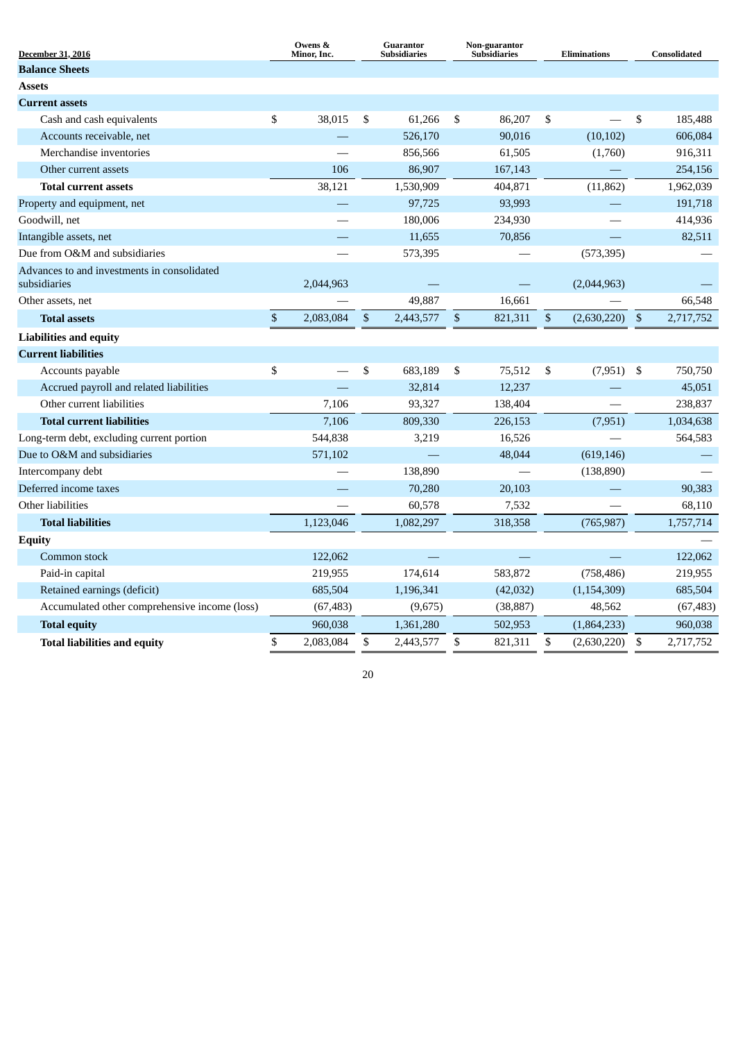| December 31, 2016 | Owens & Minor, Inc. | Guarantor Subsidiaries | Non-guarantor Subsidiaries | Eliminations | Consolidated |
|---|---|---|---|---|---|
| **Balance Sheets** | | | | | |
| **Assets** | | | | | |
| **Current assets** | | | | | |
| Cash and cash equivalents | $ 38,015 | $ 61,266 | $ 86,207 | $ — | $ 185,488 |
| Accounts receivable, net | — | 526,170 | 90,016 | (10,102) | 606,084 |
| Merchandise inventories | — | 856,566 | 61,505 | (1,760) | 916,311 |
| Other current assets | 106 | 86,907 | 167,143 | — | 254,156 |
| **Total current assets** | 38,121 | 1,530,909 | 404,871 | (11,862) | 1,962,039 |
| Property and equipment, net | — | 97,725 | 93,993 | — | 191,718 |
| Goodwill, net | — | 180,006 | 234,930 | — | 414,936 |
| Intangible assets, net | — | 11,655 | 70,856 | — | 82,511 |
| Due from O&M and subsidiaries | — | 573,395 | — | (573,395) | — |
| Advances to and investments in consolidated subsidiaries | 2,044,963 | — | — | (2,044,963) | — |
| Other assets, net | — | 49,887 | 16,661 | — | 66,548 |
| **Total assets** | $ 2,083,084 | $ 2,443,577 | $ 821,311 | $ (2,630,220) | $ 2,717,752 |
| **Liabilities and equity** | | | | | |
| **Current liabilities** | | | | | |
| Accounts payable | $ — | $ 683,189 | $ 75,512 | $ (7,951) | $ 750,750 |
| Accrued payroll and related liabilities | — | 32,814 | 12,237 | — | 45,051 |
| Other current liabilities | 7,106 | 93,327 | 138,404 | — | 238,837 |
| **Total current liabilities** | 7,106 | 809,330 | 226,153 | (7,951) | 1,034,638 |
| Long-term debt, excluding current portion | 544,838 | 3,219 | 16,526 | — | 564,583 |
| Due to O&M and subsidiaries | 571,102 | — | 48,044 | (619,146) | — |
| Intercompany debt | — | 138,890 | — | (138,890) | — |
| Deferred income taxes | — | 70,280 | 20,103 | — | 90,383 |
| Other liabilities | — | 60,578 | 7,532 | — | 68,110 |
| **Total liabilities** | 1,123,046 | 1,082,297 | 318,358 | (765,987) | 1,757,714 |
| **Equity** | | | | | — |
| Common stock | 122,062 | — | — | — | 122,062 |
| Paid-in capital | 219,955 | 174,614 | 583,872 | (758,486) | 219,955 |
| Retained earnings (deficit) | 685,504 | 1,196,341 | (42,032) | (1,154,309) | 685,504 |
| Accumulated other comprehensive income (loss) | (67,483) | (9,675) | (38,887) | 48,562 | (67,483) |
| **Total equity** | 960,038 | 1,361,280 | 502,953 | (1,864,233) | 960,038 |
| **Total liabilities and equity** | $ 2,083,084 | $ 2,443,577 | $ 821,311 | $ (2,630,220) | $ 2,717,752 |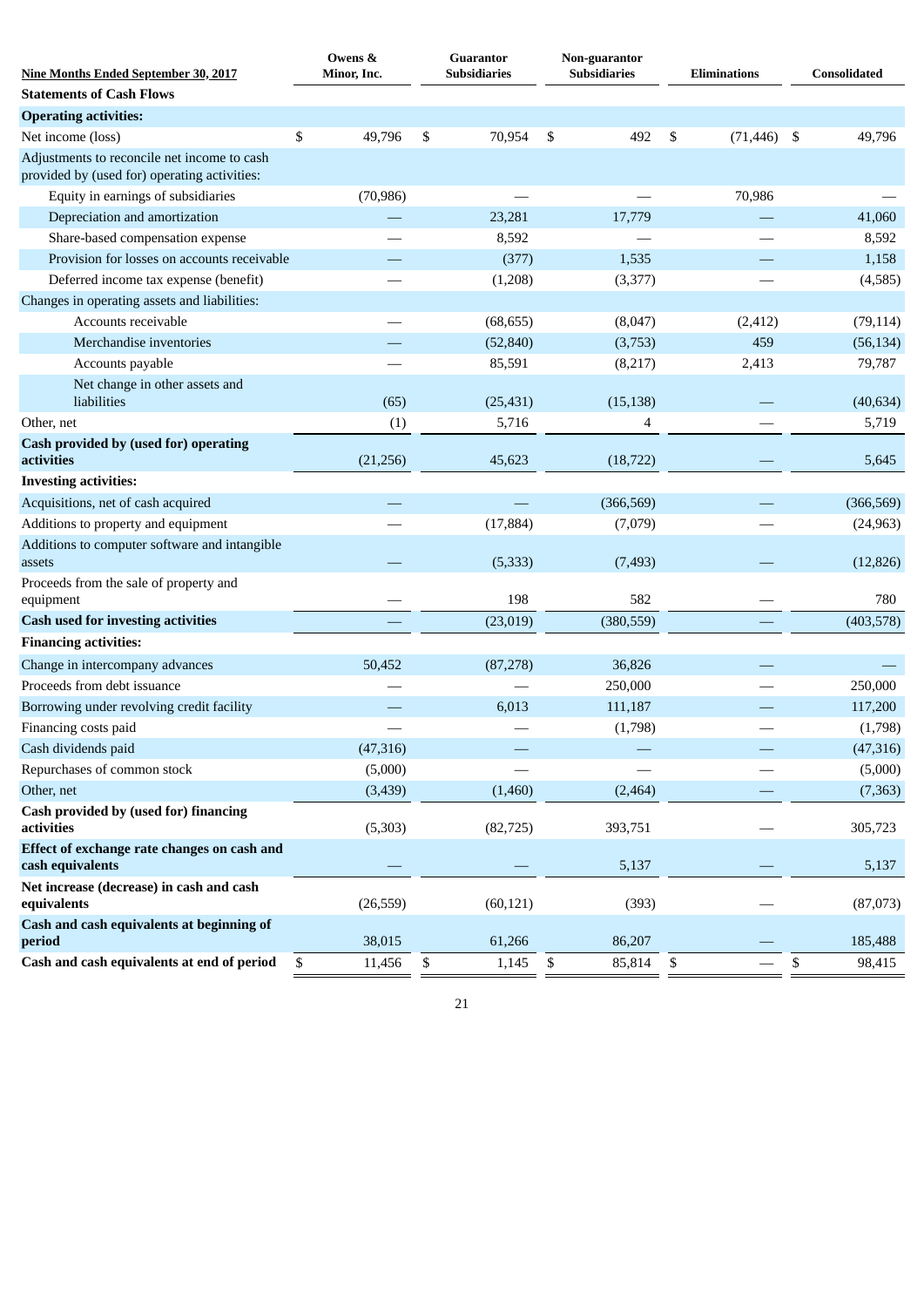| Nine Months Ended September 30, 2017 | Owens & Minor, Inc. | Guarantor Subsidiaries | Non-guarantor Subsidiaries | Eliminations | Consolidated |
|---|---|---|---|---|---|
| **Statements of Cash Flows** | | | | | |
| **Operating activities:** | | | | | |
| Net income (loss) | $ 49,796 | $ 70,954 | $ 492 | $ (71,446) | $ 49,796 |
| Adjustments to reconcile net income to cash provided by (used for) operating activities: | | | | | |
| Equity in earnings of subsidiaries | (70,986) | — | — | 70,986 | — |
| Depreciation and amortization | — | 23,281 | 17,779 | — | 41,060 |
| Share-based compensation expense | — | 8,592 | — | — | 8,592 |
| Provision for losses on accounts receivable | — | (377) | 1,535 | — | 1,158 |
| Deferred income tax expense (benefit) | — | (1,208) | (3,377) | — | (4,585) |
| Changes in operating assets and liabilities: | | | | | |
| Accounts receivable | — | (68,655) | (8,047) | (2,412) | (79,114) |
| Merchandise inventories | — | (52,840) | (3,753) | 459 | (56,134) |
| Accounts payable | — | 85,591 | (8,217) | 2,413 | 79,787 |
| Net change in other assets and liabilities | (65) | (25,431) | (15,138) | — | (40,634) |
| Other, net | (1) | 5,716 | 4 | — | 5,719 |
| **Cash provided by (used for) operating activities** | (21,256) | 45,623 | (18,722) | — | 5,645 |
| **Investing activities:** | | | | | |
| Acquisitions, net of cash acquired | — | — | (366,569) | — | (366,569) |
| Additions to property and equipment | — | (17,884) | (7,079) | — | (24,963) |
| Additions to computer software and intangible assets | — | (5,333) | (7,493) | — | (12,826) |
| Proceeds from the sale of property and equipment | — | 198 | 582 | — | 780 |
| **Cash used for investing activities** | — | (23,019) | (380,559) | — | (403,578) |
| **Financing activities:** | | | | | |
| Change in intercompany advances | 50,452 | (87,278) | 36,826 | — | — |
| Proceeds from debt issuance | — | — | 250,000 | — | 250,000 |
| Borrowing under revolving credit facility | — | 6,013 | 111,187 | — | 117,200 |
| Financing costs paid | — | — | (1,798) | — | (1,798) |
| Cash dividends paid | (47,316) | — | — | — | (47,316) |
| Repurchases of common stock | (5,000) | — | — | — | (5,000) |
| Other, net | (3,439) | (1,460) | (2,464) | — | (7,363) |
| **Cash provided by (used for) financing activities** | (5,303) | (82,725) | 393,751 | — | 305,723 |
| **Effect of exchange rate changes on cash and cash equivalents** | — | — | 5,137 | — | 5,137 |
| **Net increase (decrease) in cash and cash equivalents** | (26,559) | (60,121) | (393) | — | (87,073) |
| **Cash and cash equivalents at beginning of period** | 38,015 | 61,266 | 86,207 | — | 185,488 |
| **Cash and cash equivalents at end of period** | $ 11,456 | $ 1,145 | $ 85,814 | $ — | $ 98,415 |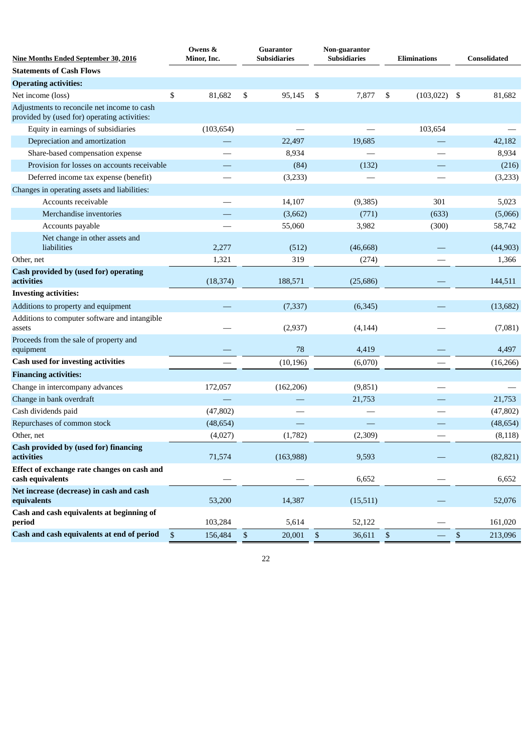| Nine Months Ended September 30, 2016 | Owens & Minor, Inc. | Guarantor Subsidiaries | Non-guarantor Subsidiaries | Eliminations | Consolidated |
|---|---|---|---|---|---|
| **Statements of Cash Flows** | | | | | |
| **Operating activities:** | | | | | |
| Net income (loss) | $ 81,682 | $ 95,145 | $ 7,877 | $ (103,022) | $ 81,682 |
| Adjustments to reconcile net income to cash provided by (used for) operating activities: | | | | | |
| Equity in earnings of subsidiaries | (103,654) | — | — | 103,654 | — |
| Depreciation and amortization | — | 22,497 | 19,685 | — | 42,182 |
| Share-based compensation expense | — | 8,934 | — | — | 8,934 |
| Provision for losses on accounts receivable | — | (84) | (132) | — | (216) |
| Deferred income tax expense (benefit) | — | (3,233) | — | — | (3,233) |
| Changes in operating assets and liabilities: | | | | | |
| Accounts receivable | — | 14,107 | (9,385) | 301 | 5,023 |
| Merchandise inventories | — | (3,662) | (771) | (633) | (5,066) |
| Accounts payable | — | 55,060 | 3,982 | (300) | 58,742 |
| Net change in other assets and liabilities | 2,277 | (512) | (46,668) | — | (44,903) |
| Other, net | 1,321 | 319 | (274) | — | 1,366 |
| **Cash provided by (used for) operating activities** | (18,374) | 188,571 | (25,686) | — | 144,511 |
| **Investing activities:** | | | | | |
| Additions to property and equipment | — | (7,337) | (6,345) | — | (13,682) |
| Additions to computer software and intangible assets | — | (2,937) | (4,144) | — | (7,081) |
| Proceeds from the sale of property and equipment | — | 78 | 4,419 | — | 4,497 |
| **Cash used for investing activities** | — | (10,196) | (6,070) | — | (16,266) |
| **Financing activities:** | | | | | |
| Change in intercompany advances | 172,057 | (162,206) | (9,851) | — | — |
| Change in bank overdraft | — | — | 21,753 | — | 21,753 |
| Cash dividends paid | (47,802) | — | — | — | (47,802) |
| Repurchases of common stock | (48,654) | — | — | — | (48,654) |
| Other, net | (4,027) | (1,782) | (2,309) | — | (8,118) |
| **Cash provided by (used for) financing activities** | 71,574 | (163,988) | 9,593 | — | (82,821) |
| **Effect of exchange rate changes on cash and cash equivalents** | — | — | 6,652 | — | 6,652 |
| **Net increase (decrease) in cash and cash equivalents** | 53,200 | 14,387 | (15,511) | — | 52,076 |
| **Cash and cash equivalents at beginning of period** | 103,284 | 5,614 | 52,122 | — | 161,020 |
| **Cash and cash equivalents at end of period** | $ 156,484 | $ 20,001 | $ 36,611 | $ — | $ 213,096 |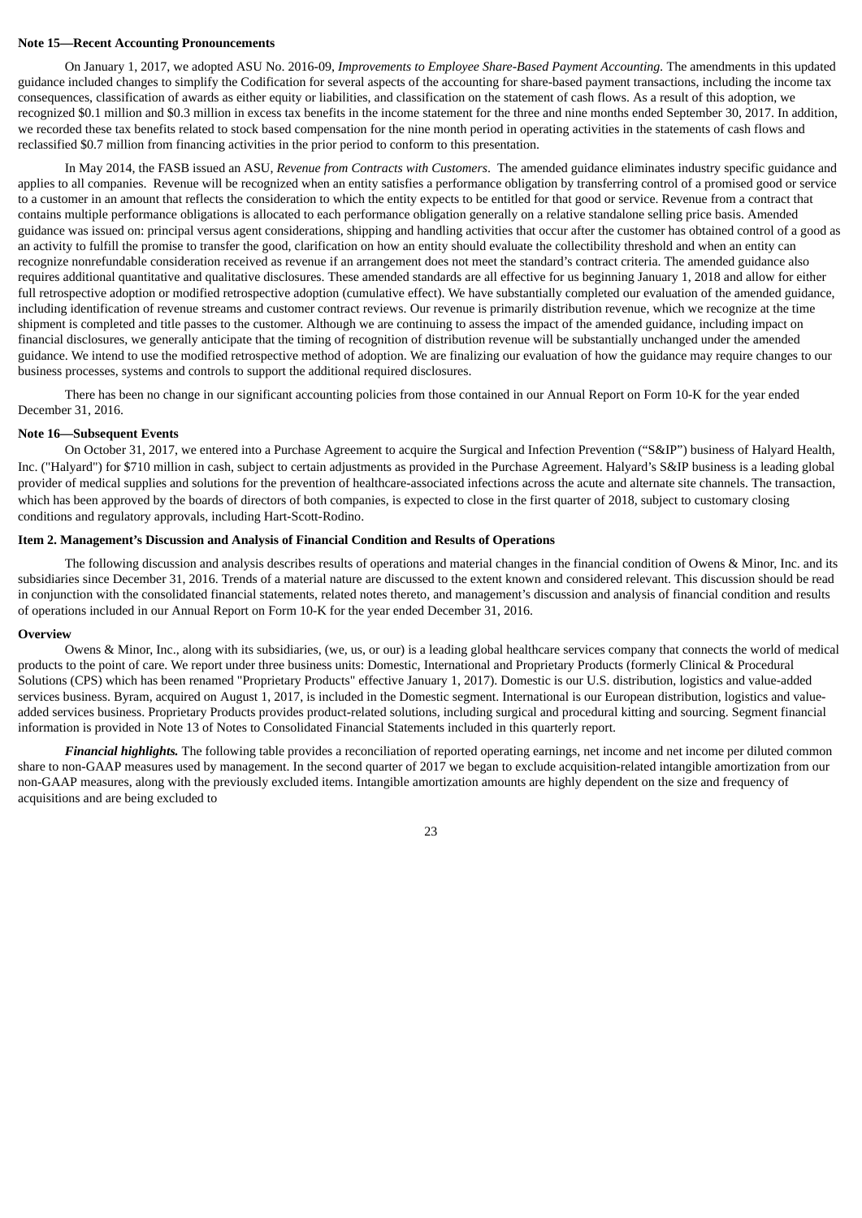**Note 15—Recent Accounting Pronouncements**

On January 1, 2017, we adopted ASU No. 2016-09, *Improvements to Employee Share-Based Payment Accounting.* The amendments in this updated guidance included changes to simplify the Codification for several aspects of the accounting for share-based payment transactions, including the income tax consequences, classification of awards as either equity or liabilities, and classification on the statement of cash flows. As a result of this adoption, we recognized $0.1 million and $0.3 million in excess tax benefits in the income statement for the three and nine months ended September 30, 2017. In addition, we recorded these tax benefits related to stock based compensation for the nine month period in operating activities in the statements of cash flows and reclassified $0.7 million from financing activities in the prior period to conform to this presentation.

In May 2014, the FASB issued an ASU, *Revenue from Contracts with Customers*. The amended guidance eliminates industry specific guidance and applies to all companies. Revenue will be recognized when an entity satisfies a performance obligation by transferring control of a promised good or service to a customer in an amount that reflects the consideration to which the entity expects to be entitled for that good or service. Revenue from a contract that contains multiple performance obligations is allocated to each performance obligation generally on a relative standalone selling price basis. Amended guidance was issued on: principal versus agent considerations, shipping and handling activities that occur after the customer has obtained control of a good as an activity to fulfill the promise to transfer the good, clarification on how an entity should evaluate the collectibility threshold and when an entity can recognize nonrefundable consideration received as revenue if an arrangement does not meet the standard's contract criteria. The amended guidance also requires additional quantitative and qualitative disclosures. These amended standards are all effective for us beginning January 1, 2018 and allow for either full retrospective adoption or modified retrospective adoption (cumulative effect). We have substantially completed our evaluation of the amended guidance, including identification of revenue streams and customer contract reviews. Our revenue is primarily distribution revenue, which we recognize at the time shipment is completed and title passes to the customer. Although we are continuing to assess the impact of the amended guidance, including impact on financial disclosures, we generally anticipate that the timing of recognition of distribution revenue will be substantially unchanged under the amended guidance. We intend to use the modified retrospective method of adoption. We are finalizing our evaluation of how the guidance may require changes to our business processes, systems and controls to support the additional required disclosures.

There has been no change in our significant accounting policies from those contained in our Annual Report on Form 10-K for the year ended December 31, 2016.

**Note 16—Subsequent Events**

On October 31, 2017, we entered into a Purchase Agreement to acquire the Surgical and Infection Prevention ("S&IP") business of Halyard Health, Inc. ("Halyard") for $710 million in cash, subject to certain adjustments as provided in the Purchase Agreement. Halyard's S&IP business is a leading global provider of medical supplies and solutions for the prevention of healthcare-associated infections across the acute and alternate site channels. The transaction, which has been approved by the boards of directors of both companies, is expected to close in the first quarter of 2018, subject to customary closing conditions and regulatory approvals, including Hart-Scott-Rodino.

**Item 2. Management's Discussion and Analysis of Financial Condition and Results of Operations**

The following discussion and analysis describes results of operations and material changes in the financial condition of Owens & Minor, Inc. and its subsidiaries since December 31, 2016. Trends of a material nature are discussed to the extent known and considered relevant. This discussion should be read in conjunction with the consolidated financial statements, related notes thereto, and management's discussion and analysis of financial condition and results of operations included in our Annual Report on Form 10-K for the year ended December 31, 2016.

**Overview**

Owens & Minor, Inc., along with its subsidiaries, (we, us, or our) is a leading global healthcare services company that connects the world of medical products to the point of care. We report under three business units: Domestic, International and Proprietary Products (formerly Clinical & Procedural Solutions (CPS) which has been renamed "Proprietary Products" effective January 1, 2017). Domestic is our U.S. distribution, logistics and value-added services business. Byram, acquired on August 1, 2017, is included in the Domestic segment. International is our European distribution, logistics and value-added services business. Proprietary Products provides product-related solutions, including surgical and procedural kitting and sourcing. Segment financial information is provided in Note 13 of Notes to Consolidated Financial Statements included in this quarterly report.

***Financial highlights.*** The following table provides a reconciliation of reported operating earnings, net income and net income per diluted common share to non-GAAP measures used by management. In the second quarter of 2017 we began to exclude acquisition-related intangible amortization from our non-GAAP measures, along with the previously excluded items. Intangible amortization amounts are highly dependent on the size and frequency of acquisitions and are being excluded to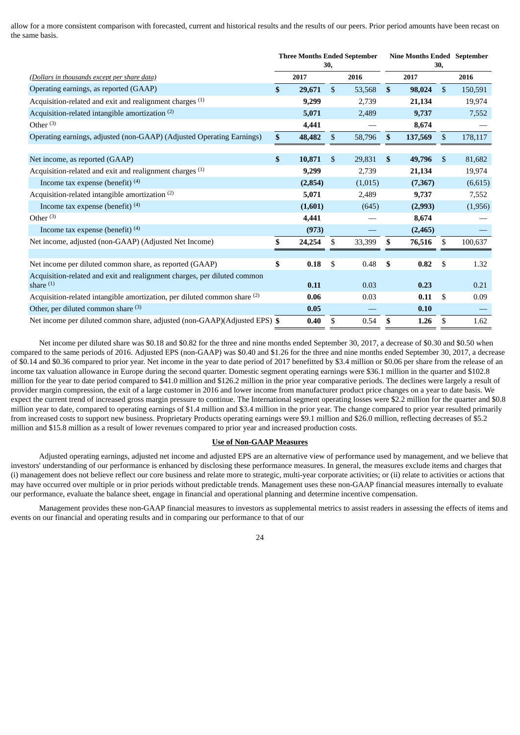allow for a more consistent comparison with forecasted, current and historical results and the results of our peers. Prior period amounts have been recast on the same basis.

| *(Dollars in thousands except per share data)* | Three Months Ended September 30, | | Nine Months Ended September 30, | |
|---|---|---|---|---|
| | **2017** | 2016 | **2017** | 2016 |
| Operating earnings, as reported (GAAP) | **$ 29,671** | $ 53,568 | **$ 98,024** | $ 150,591 |
| Acquisition-related and exit and realignment charges [(1)] | **9,299** | 2,739 | **21,134** | 19,974 |
| Acquisition-related intangible amortization [(2)] | **5,071** | 2,489 | **9,737** | 7,552 |
| Other [(3)] | **4,441** | — | **8,674** | — |
| Operating earnings, adjusted (non-GAAP) (Adjusted Operating Earnings) | **$ 48,482** | $ 58,796 | **$ 137,569** | $ 178,117 |
| | | | | |
| Net income, as reported (GAAP) | **$ 10,871** | $ 29,831 | **$ 49,796** | $ 81,682 |
| Acquisition-related and exit and realignment charges [(1)] | **9,299** | 2,739 | **21,134** | 19,974 |
| Income tax expense (benefit) [(4)] | **(2,854)** | (1,015) | **(7,367)** | (6,615) |
| Acquisition-related intangible amortization [(2)] | **5,071** | 2,489 | **9,737** | 7,552 |
| Income tax expense (benefit) [(4)] | **(1,601)** | (645) | **(2,993)** | (1,956) |
| Other [(3)] | **4,441** | — | **8,674** | — |
| Income tax expense (benefit) [(4)] | **(973)** | — | **(2,465)** | — |
| Net income, adjusted (non-GAAP) (Adjusted Net Income) | **$ 24,254** | $ 33,399 | **$ 76,516** | $ 100,637 |
| | | | | |
| Net income per diluted common share, as reported (GAAP) | **$ 0.18** | $ 0.48 | **$ 0.82** | $ 1.32 |
| Acquisition-related and exit and realignment charges, per diluted common share [(1)] | **0.11** | 0.03 | **0.23** | 0.21 |
| Acquisition-related intangible amortization, per diluted common share [(2)] | **0.06** | 0.03 | **0.11** | $ 0.09 |
| Other, per diluted common share [(3)] | **0.05** | — | **0.10** | — |
| Net income per diluted common share, adjusted (non-GAAP)(Adjusted EPS) | **$ 0.40** | $ 0.54 | **$ 1.26** | $ 1.62 |

Net income per diluted share was $0.18 and $0.82 for the three and nine months ended September 30, 2017, a decrease of $0.30 and $0.50 when compared to the same periods of 2016. Adjusted EPS (non-GAAP) was $0.40 and $1.26 for the three and nine months ended September 30, 2017, a decrease of $0.14 and $0.36 compared to prior year. Net income in the year to date period of 2017 benefitted by $3.4 million or $0.06 per share from the release of an income tax valuation allowance in Europe during the second quarter. Domestic segment operating earnings were $36.1 million in the quarter and $102.8 million for the year to date period compared to $41.0 million and $126.2 million in the prior year comparative periods. The declines were largely a result of provider margin compression, the exit of a large customer in 2016 and lower income from manufacturer product price changes on a year to date basis. We expect the current trend of increased gross margin pressure to continue. The International segment operating losses were $2.2 million for the quarter and $0.8 million year to date, compared to operating earnings of $1.4 million and $3.4 million in the prior year. The change compared to prior year resulted primarily from increased costs to support new business. Proprietary Products operating earnings were $9.1 million and $26.0 million, reflecting decreases of $5.2 million and $15.8 million as a result of lower revenues compared to prior year and increased production costs.

## Use of Non-GAAP Measures

Adjusted operating earnings, adjusted net income and adjusted EPS are an alternative view of performance used by management, and we believe that investors' understanding of our performance is enhanced by disclosing these performance measures. In general, the measures exclude items and charges that (i) management does not believe reflect our core business and relate more to strategic, multi-year corporate activities; or (ii) relate to activities or actions that may have occurred over multiple or in prior periods without predictable trends. Management uses these non-GAAP financial measures internally to evaluate our performance, evaluate the balance sheet, engage in financial and operational planning and determine incentive compensation.

Management provides these non-GAAP financial measures to investors as supplemental metrics to assist readers in assessing the effects of items and events on our financial and operating results and in comparing our performance to that of our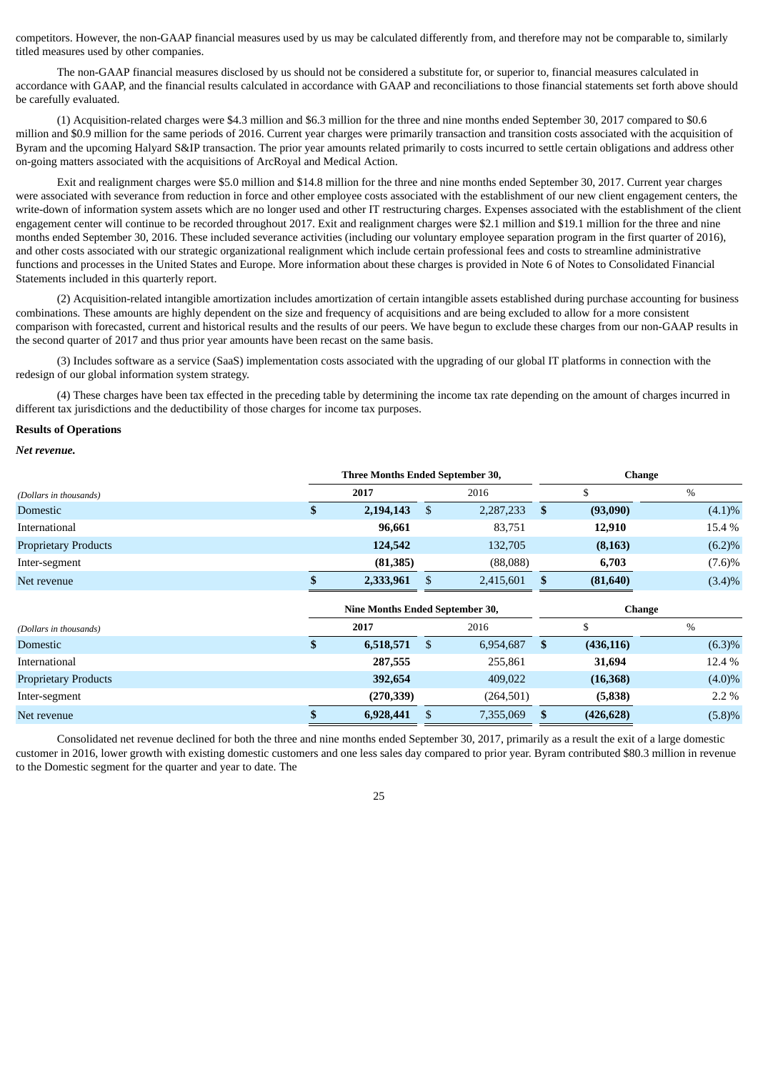competitors. However, the non-GAAP financial measures used by us may be calculated differently from, and therefore may not be comparable to, similarly titled measures used by other companies.

The non-GAAP financial measures disclosed by us should not be considered a substitute for, or superior to, financial measures calculated in accordance with GAAP, and the financial results calculated in accordance with GAAP and reconciliations to those financial statements set forth above should be carefully evaluated.

(1) Acquisition-related charges were $4.3 million and $6.3 million for the three and nine months ended September 30, 2017 compared to $0.6 million and $0.9 million for the same periods of 2016. Current year charges were primarily transaction and transition costs associated with the acquisition of Byram and the upcoming Halyard S&IP transaction. The prior year amounts related primarily to costs incurred to settle certain obligations and address other on-going matters associated with the acquisitions of ArcRoyal and Medical Action.

Exit and realignment charges were $5.0 million and $14.8 million for the three and nine months ended September 30, 2017. Current year charges were associated with severance from reduction in force and other employee costs associated with the establishment of our new client engagement centers, the write-down of information system assets which are no longer used and other IT restructuring charges. Expenses associated with the establishment of the client engagement center will continue to be recorded throughout 2017. Exit and realignment charges were $2.1 million and $19.1 million for the three and nine months ended September 30, 2016. These included severance activities (including our voluntary employee separation program in the first quarter of 2016), and other costs associated with our strategic organizational realignment which include certain professional fees and costs to streamline administrative functions and processes in the United States and Europe. More information about these charges is provided in Note 6 of Notes to Consolidated Financial Statements included in this quarterly report.

(2) Acquisition-related intangible amortization includes amortization of certain intangible assets established during purchase accounting for business combinations. These amounts are highly dependent on the size and frequency of acquisitions and are being excluded to allow for a more consistent comparison with forecasted, current and historical results and the results of our peers. We have begun to exclude these charges from our non-GAAP results in the second quarter of 2017 and thus prior year amounts have been recast on the same basis.

(3) Includes software as a service (SaaS) implementation costs associated with the upgrading of our global IT platforms in connection with the redesign of our global information system strategy.

(4) These charges have been tax effected in the preceding table by determining the income tax rate depending on the amount of charges incurred in different tax jurisdictions and the deductibility of those charges for income tax purposes.

**Results of Operations**

***Net revenue.***

| | Three Months Ended September 30, | | Change | |
|---|---|---|---|---|
| *(Dollars in thousands)* | **2017** | 2016 | $ | % |
| Domestic | **$ 2,194,143** | $ 2,287,233 | **$ (93,090)** | (4.1)% |
| International | **96,661** | 83,751 | **12,910** | 15.4 % |
| Proprietary Products | **124,542** | 132,705 | **(8,163)** | (6.2)% |
| Inter-segment | **(81,385)** | (88,088) | **6,703** | (7.6)% |
| Net revenue | **$ 2,333,961** | $ 2,415,601 | **$ (81,640)** | (3.4)% |

| | Nine Months Ended September 30, | | Change | |
|---|---|---|---|---|
| *(Dollars in thousands)* | **2017** | 2016 | $ | % |
| Domestic | **$ 6,518,571** | $ 6,954,687 | **$ (436,116)** | (6.3)% |
| International | **287,555** | 255,861 | **31,694** | 12.4 % |
| Proprietary Products | **392,654** | 409,022 | **(16,368)** | (4.0)% |
| Inter-segment | **(270,339)** | (264,501) | **(5,838)** | 2.2 % |
| Net revenue | **$ 6,928,441** | $ 7,355,069 | **$ (426,628)** | (5.8)% |

Consolidated net revenue declined for both the three and nine months ended September 30, 2017, primarily as a result the exit of a large domestic customer in 2016, lower growth with existing domestic customers and one less sales day compared to prior year. Byram contributed $80.3 million in revenue to the Domestic segment for the quarter and year to date. The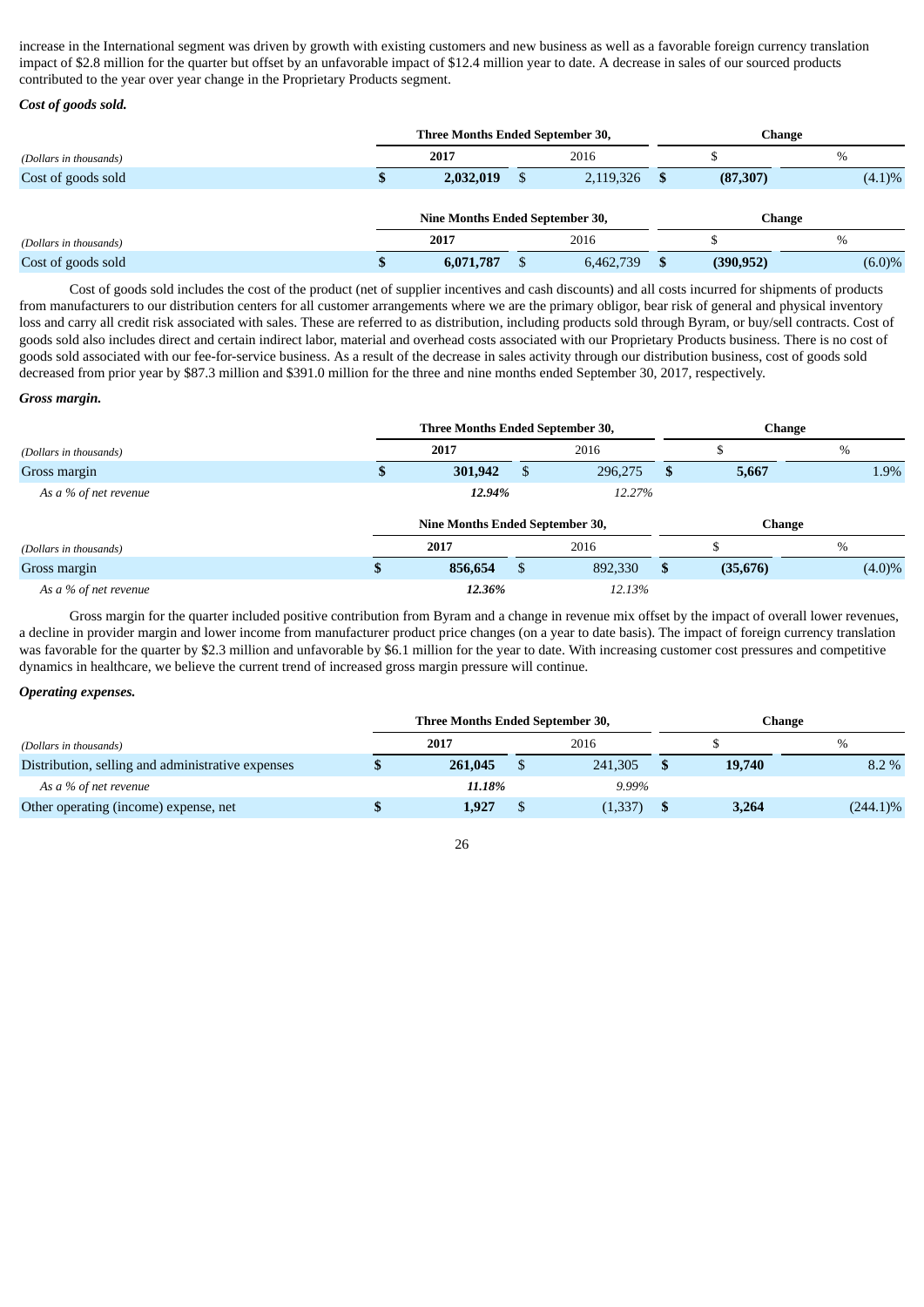increase in the International segment was driven by growth with existing customers and new business as well as a favorable foreign currency translation impact of $2.8 million for the quarter but offset by an unfavorable impact of $12.4 million year to date. A decrease in sales of our sourced products contributed to the year over year change in the Proprietary Products segment.

***Cost of goods sold.***

| (Dollars in thousands) | Three Months Ended September 30, 2017 | 2016 | Change $ | % |
|---|---|---|---|---|
| Cost of goods sold | **$ 2,032,019** | $ 2,119,326 | **$ (87,307)** | (4.1)% |

| (Dollars in thousands) | Nine Months Ended September 30, 2017 | 2016 | Change $ | % |
|---|---|---|---|---|
| Cost of goods sold | **$ 6,071,787** | $ 6,462,739 | **$ (390,952)** | (6.0)% |

Cost of goods sold includes the cost of the product (net of supplier incentives and cash discounts) and all costs incurred for shipments of products from manufacturers to our distribution centers for all customer arrangements where we are the primary obligor, bear risk of general and physical inventory loss and carry all credit risk associated with sales. These are referred to as distribution, including products sold through Byram, or buy/sell contracts. Cost of goods sold also includes direct and certain indirect labor, material and overhead costs associated with our Proprietary Products business. There is no cost of goods sold associated with our fee-for-service business. As a result of the decrease in sales activity through our distribution business, cost of goods sold decreased from prior year by $87.3 million and $391.0 million for the three and nine months ended September 30, 2017, respectively.

***Gross margin.***

| (Dollars in thousands) | Three Months Ended September 30, 2017 | 2016 | Change $ | % |
|---|---|---|---|---|
| Gross margin | **$ 301,942** | $ 296,275 | **$ 5,667** | 1.9% |
| *As a % of net revenue* | ***12.94%*** | *12.27%* | | |

| (Dollars in thousands) | Nine Months Ended September 30, 2017 | 2016 | Change $ | % |
|---|---|---|---|---|
| Gross margin | **$ 856,654** | $ 892,330 | **$ (35,676)** | (4.0)% |
| *As a % of net revenue* | ***12.36%*** | *12.13%* | | |

Gross margin for the quarter included positive contribution from Byram and a change in revenue mix offset by the impact of overall lower revenues, a decline in provider margin and lower income from manufacturer product price changes (on a year to date basis). The impact of foreign currency translation was favorable for the quarter by $2.3 million and unfavorable by $6.1 million for the year to date. With increasing customer cost pressures and competitive dynamics in healthcare, we believe the current trend of increased gross margin pressure will continue.

***Operating expenses.***

| (Dollars in thousands) | Three Months Ended September 30, 2017 | 2016 | Change $ | % |
|---|---|---|---|---|
| Distribution, selling and administrative expenses | **$ 261,045** | $ 241,305 | **$ 19,740** | 8.2 % |
| *As a % of net revenue* | ***11.18%*** | *9.99%* | | |
| Other operating (income) expense, net | **$ 1,927** | $ (1,337) | **$ 3,264** | (244.1)% |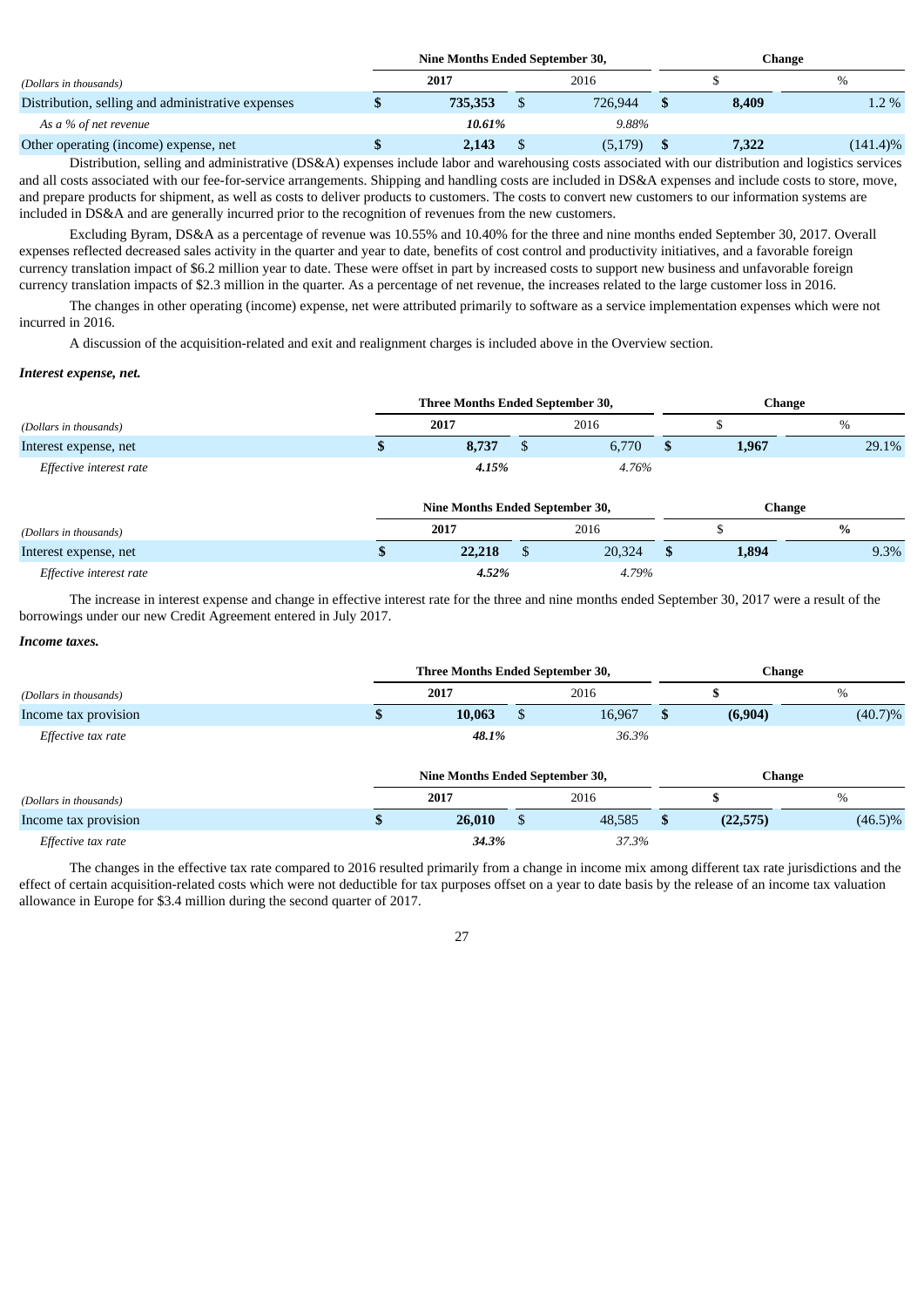| | Nine Months Ended September 30, | | Change | |
|---|---|---|---|---|
| *(Dollars in thousands)* | **2017** | 2016 | $ | % |
| Distribution, selling and administrative expenses | **$ 735,353** | $ 726,944 | **$ 8,409** | 1.2 % |
| *As a % of net revenue* | ***10.61%*** | *9.88%* | | |
| Other operating (income) expense, net | **$ 2,143** | $ (5,179) | **$ 7,322** | (141.4)% |

Distribution, selling and administrative (DS&A) expenses include labor and warehousing costs associated with our distribution and logistics services and all costs associated with our fee-for-service arrangements. Shipping and handling costs are included in DS&A expenses and include costs to store, move, and prepare products for shipment, as well as costs to deliver products to customers. The costs to convert new customers to our information systems are included in DS&A and are generally incurred prior to the recognition of revenues from the new customers.

Excluding Byram, DS&A as a percentage of revenue was 10.55% and 10.40% for the three and nine months ended September 30, 2017. Overall expenses reflected decreased sales activity in the quarter and year to date, benefits of cost control and productivity initiatives, and a favorable foreign currency translation impact of $6.2 million year to date. These were offset in part by increased costs to support new business and unfavorable foreign currency translation impacts of $2.3 million in the quarter. As a percentage of net revenue, the increases related to the large customer loss in 2016.

The changes in other operating (income) expense, net were attributed primarily to software as a service implementation expenses which were not incurred in 2016.

A discussion of the acquisition-related and exit and realignment charges is included above in the Overview section.

***Interest expense, net.***

| | Three Months Ended September 30, | | Change | |
|---|---|---|---|---|
| *(Dollars in thousands)* | **2017** | 2016 | $ | % |
| Interest expense, net | **$ 8,737** | $ 6,770 | **$ 1,967** | 29.1% |
| *Effective interest rate* | ***4.15%*** | *4.76%* | | |

| | Nine Months Ended September 30, | | Change | |
|---|---|---|---|---|
| *(Dollars in thousands)* | **2017** | 2016 | $ | **%** |
| Interest expense, net | **$ 22,218** | $ 20,324 | **$ 1,894** | 9.3% |
| *Effective interest rate* | ***4.52%*** | *4.79%* | | |

The increase in interest expense and change in effective interest rate for the three and nine months ended September 30, 2017 were a result of the borrowings under our new Credit Agreement entered in July 2017.

***Income taxes.***

| | Three Months Ended September 30, | | Change | |
|---|---|---|---|---|
| *(Dollars in thousands)* | **2017** | 2016 | **$** | % |
| Income tax provision | **$ 10,063** | $ 16,967 | **$ (6,904)** | (40.7)% |
| *Effective tax rate* | ***48.1%*** | *36.3%* | | |

| | Nine Months Ended September 30, | | Change | |
|---|---|---|---|---|
| *(Dollars in thousands)* | **2017** | 2016 | **$** | % |
| Income tax provision | **$ 26,010** | $ 48,585 | **$ (22,575)** | (46.5)% |
| *Effective tax rate* | ***34.3%*** | *37.3%* | | |

The changes in the effective tax rate compared to 2016 resulted primarily from a change in income mix among different tax rate jurisdictions and the effect of certain acquisition-related costs which were not deductible for tax purposes offset on a year to date basis by the release of an income tax valuation allowance in Europe for $3.4 million during the second quarter of 2017.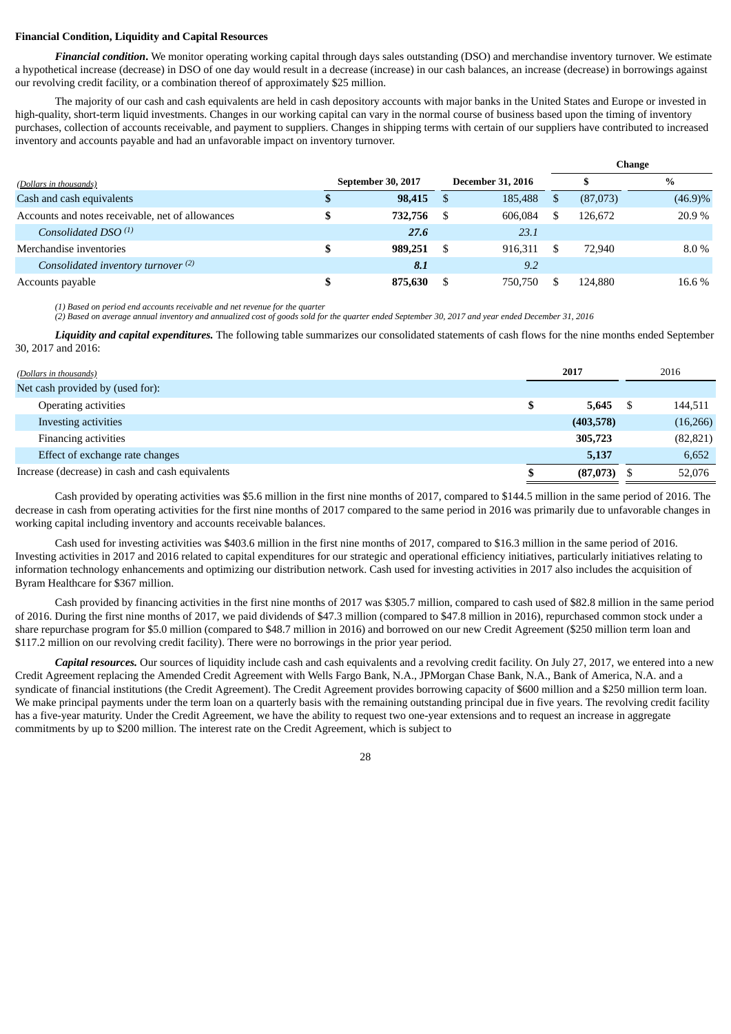**Financial Condition, Liquidity and Capital Resources**

***Financial condition*.** We monitor operating working capital through days sales outstanding (DSO) and merchandise inventory turnover. We estimate a hypothetical increase (decrease) in DSO of one day would result in a decrease (increase) in our cash balances, an increase (decrease) in borrowings against our revolving credit facility, or a combination thereof of approximately $25 million.

The majority of our cash and cash equivalents are held in cash depository accounts with major banks in the United States and Europe or invested in high-quality, short-term liquid investments. Changes in our working capital can vary in the normal course of business based upon the timing of inventory purchases, collection of accounts receivable, and payment to suppliers. Changes in shipping terms with certain of our suppliers have contributed to increased inventory and accounts payable and had an unfavorable impact on inventory turnover.

| | | | Change | |
|---|---|---|---|---|
| *(Dollars in thousands)* | **September 30, 2017** | **December 31, 2016** | **$** | **%** |
| Cash and cash equivalents | **$ 98,415** | $ 185,488 | $ (87,073) | (46.9)% |
| Accounts and notes receivable, net of allowances | **$ 732,756** | $ 606,084 | $ 126,672 | 20.9 % |
| *Consolidated DSO [1]* | ***27.6*** | *23.1* | | |
| Merchandise inventories | **$ 989,251** | $ 916,311 | $ 72,940 | 8.0 % |
| *Consolidated inventory turnover [2]* | ***8.1*** | *9.2* | | |
| Accounts payable | **$ 875,630** | $ 750,750 | $ 124,880 | 16.6 % |

*(1) Based on period end accounts receivable and net revenue for the quarter*
*(2) Based on average annual inventory and annualized cost of goods sold for the quarter ended September 30, 2017 and year ended December 31, 2016*

***Liquidity and capital expenditures.*** The following table summarizes our consolidated statements of cash flows for the nine months ended September 30, 2017 and 2016:

| *(Dollars in thousands)* | **2017** | 2016 |
|---|---|---|
| Net cash provided by (used for): | | |
| Operating activities | **$ 5,645** | $ 144,511 |
| Investing activities | **(403,578)** | (16,266) |
| Financing activities | **305,723** | (82,821) |
| Effect of exchange rate changes | **5,137** | 6,652 |
| Increase (decrease) in cash and cash equivalents | **$ (87,073)** | $ 52,076 |

Cash provided by operating activities was $5.6 million in the first nine months of 2017, compared to $144.5 million in the same period of 2016. The decrease in cash from operating activities for the first nine months of 2017 compared to the same period in 2016 was primarily due to unfavorable changes in working capital including inventory and accounts receivable balances.

Cash used for investing activities was $403.6 million in the first nine months of 2017, compared to $16.3 million in the same period of 2016. Investing activities in 2017 and 2016 related to capital expenditures for our strategic and operational efficiency initiatives, particularly initiatives relating to information technology enhancements and optimizing our distribution network. Cash used for investing activities in 2017 also includes the acquisition of Byram Healthcare for $367 million.

Cash provided by financing activities in the first nine months of 2017 was $305.7 million, compared to cash used of $82.8 million in the same period of 2016. During the first nine months of 2017, we paid dividends of $47.3 million (compared to $47.8 million in 2016), repurchased common stock under a share repurchase program for $5.0 million (compared to $48.7 million in 2016) and borrowed on our new Credit Agreement ($250 million term loan and $117.2 million on our revolving credit facility). There were no borrowings in the prior year period.

***Capital resources.*** Our sources of liquidity include cash and cash equivalents and a revolving credit facility. On July 27, 2017, we entered into a new Credit Agreement replacing the Amended Credit Agreement with Wells Fargo Bank, N.A., JPMorgan Chase Bank, N.A., Bank of America, N.A. and a syndicate of financial institutions (the Credit Agreement). The Credit Agreement provides borrowing capacity of $600 million and a $250 million term loan. We make principal payments under the term loan on a quarterly basis with the remaining outstanding principal due in five years. The revolving credit facility has a five-year maturity. Under the Credit Agreement, we have the ability to request two one-year extensions and to request an increase in aggregate commitments by up to $200 million. The interest rate on the Credit Agreement, which is subject to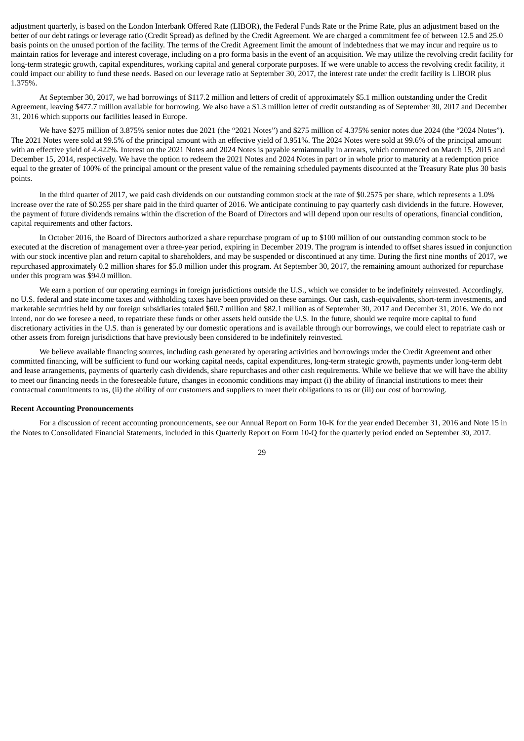adjustment quarterly, is based on the London Interbank Offered Rate (LIBOR), the Federal Funds Rate or the Prime Rate, plus an adjustment based on the better of our debt ratings or leverage ratio (Credit Spread) as defined by the Credit Agreement. We are charged a commitment fee of between 12.5 and 25.0 basis points on the unused portion of the facility. The terms of the Credit Agreement limit the amount of indebtedness that we may incur and require us to maintain ratios for leverage and interest coverage, including on a pro forma basis in the event of an acquisition. We may utilize the revolving credit facility for long-term strategic growth, capital expenditures, working capital and general corporate purposes. If we were unable to access the revolving credit facility, it could impact our ability to fund these needs. Based on our leverage ratio at September 30, 2017, the interest rate under the credit facility is LIBOR plus 1.375%.

At September 30, 2017, we had borrowings of $117.2 million and letters of credit of approximately $5.1 million outstanding under the Credit Agreement, leaving $477.7 million available for borrowing. We also have a $1.3 million letter of credit outstanding as of September 30, 2017 and December 31, 2016 which supports our facilities leased in Europe.

We have $275 million of 3.875% senior notes due 2021 (the "2021 Notes") and $275 million of 4.375% senior notes due 2024 (the "2024 Notes"). The 2021 Notes were sold at 99.5% of the principal amount with an effective yield of 3.951%. The 2024 Notes were sold at 99.6% of the principal amount with an effective yield of 4.422%. Interest on the 2021 Notes and 2024 Notes is payable semiannually in arrears, which commenced on March 15, 2015 and December 15, 2014, respectively. We have the option to redeem the 2021 Notes and 2024 Notes in part or in whole prior to maturity at a redemption price equal to the greater of 100% of the principal amount or the present value of the remaining scheduled payments discounted at the Treasury Rate plus 30 basis points.

In the third quarter of 2017, we paid cash dividends on our outstanding common stock at the rate of $0.2575 per share, which represents a 1.0% increase over the rate of $0.255 per share paid in the third quarter of 2016. We anticipate continuing to pay quarterly cash dividends in the future. However, the payment of future dividends remains within the discretion of the Board of Directors and will depend upon our results of operations, financial condition, capital requirements and other factors.

In October 2016, the Board of Directors authorized a share repurchase program of up to $100 million of our outstanding common stock to be executed at the discretion of management over a three-year period, expiring in December 2019. The program is intended to offset shares issued in conjunction with our stock incentive plan and return capital to shareholders, and may be suspended or discontinued at any time. During the first nine months of 2017, we repurchased approximately 0.2 million shares for $5.0 million under this program. At September 30, 2017, the remaining amount authorized for repurchase under this program was $94.0 million.

We earn a portion of our operating earnings in foreign jurisdictions outside the U.S., which we consider to be indefinitely reinvested. Accordingly, no U.S. federal and state income taxes and withholding taxes have been provided on these earnings. Our cash, cash-equivalents, short-term investments, and marketable securities held by our foreign subsidiaries totaled $60.7 million and $82.1 million as of September 30, 2017 and December 31, 2016. We do not intend, nor do we foresee a need, to repatriate these funds or other assets held outside the U.S. In the future, should we require more capital to fund discretionary activities in the U.S. than is generated by our domestic operations and is available through our borrowings, we could elect to repatriate cash or other assets from foreign jurisdictions that have previously been considered to be indefinitely reinvested.

We believe available financing sources, including cash generated by operating activities and borrowings under the Credit Agreement and other committed financing, will be sufficient to fund our working capital needs, capital expenditures, long-term strategic growth, payments under long-term debt and lease arrangements, payments of quarterly cash dividends, share repurchases and other cash requirements. While we believe that we will have the ability to meet our financing needs in the foreseeable future, changes in economic conditions may impact (i) the ability of financial institutions to meet their contractual commitments to us, (ii) the ability of our customers and suppliers to meet their obligations to us or (iii) our cost of borrowing.

**Recent Accounting Pronouncements**

For a discussion of recent accounting pronouncements, see our Annual Report on Form 10-K for the year ended December 31, 2016 and Note 15 in the Notes to Consolidated Financial Statements, included in this Quarterly Report on Form 10-Q for the quarterly period ended on September 30, 2017.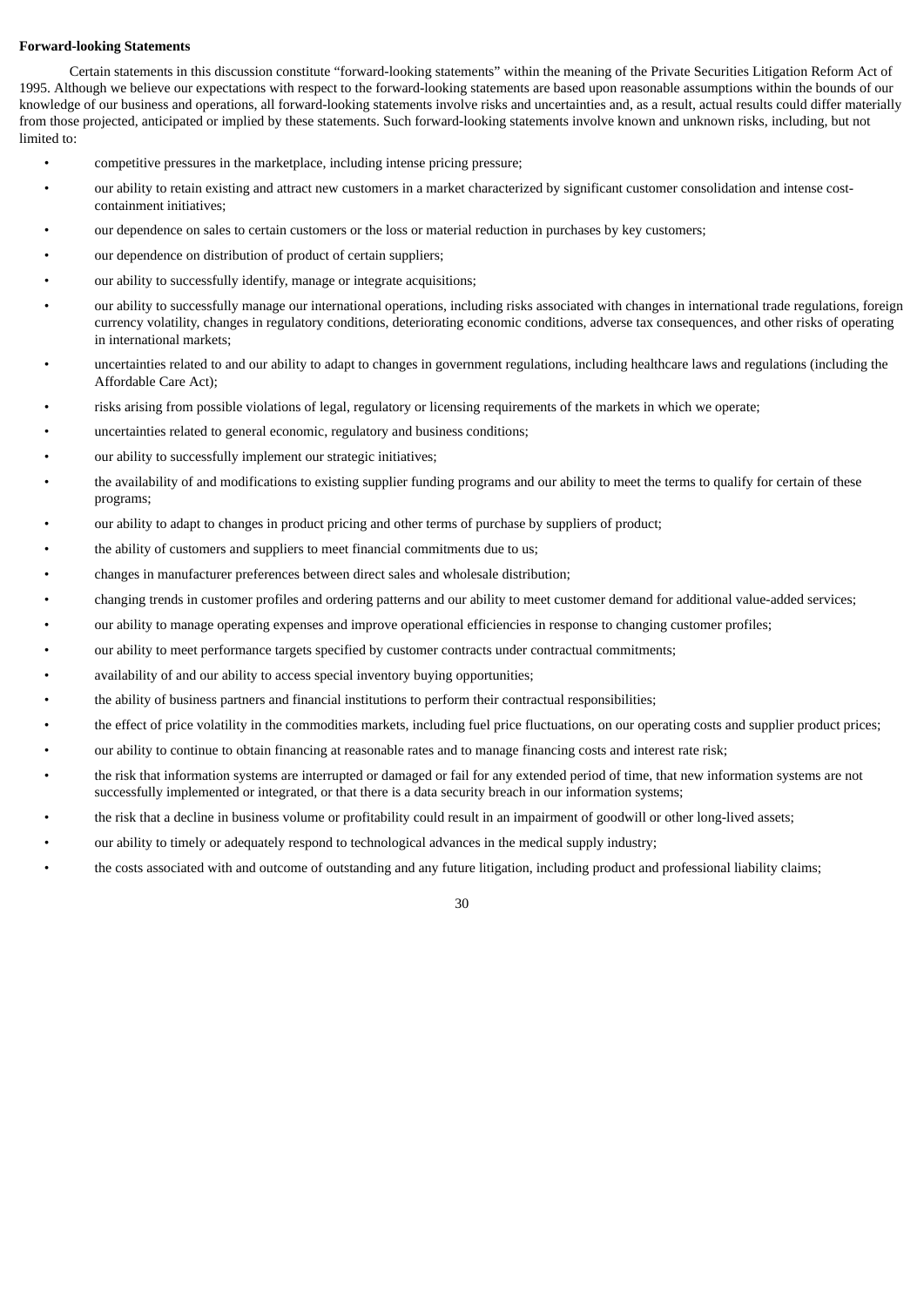**Forward-looking Statements**

Certain statements in this discussion constitute "forward-looking statements" within the meaning of the Private Securities Litigation Reform Act of 1995. Although we believe our expectations with respect to the forward-looking statements are based upon reasonable assumptions within the bounds of our knowledge of our business and operations, all forward-looking statements involve risks and uncertainties and, as a result, actual results could differ materially from those projected, anticipated or implied by these statements. Such forward-looking statements involve known and unknown risks, including, but not limited to:

- competitive pressures in the marketplace, including intense pricing pressure;
- our ability to retain existing and attract new customers in a market characterized by significant customer consolidation and intense cost-containment initiatives;
- our dependence on sales to certain customers or the loss or material reduction in purchases by key customers;
- our dependence on distribution of product of certain suppliers;
- our ability to successfully identify, manage or integrate acquisitions;
- our ability to successfully manage our international operations, including risks associated with changes in international trade regulations, foreign currency volatility, changes in regulatory conditions, deteriorating economic conditions, adverse tax consequences, and other risks of operating in international markets;
- uncertainties related to and our ability to adapt to changes in government regulations, including healthcare laws and regulations (including the Affordable Care Act);
- risks arising from possible violations of legal, regulatory or licensing requirements of the markets in which we operate;
- uncertainties related to general economic, regulatory and business conditions;
- our ability to successfully implement our strategic initiatives;
- the availability of and modifications to existing supplier funding programs and our ability to meet the terms to qualify for certain of these programs;
- our ability to adapt to changes in product pricing and other terms of purchase by suppliers of product;
- the ability of customers and suppliers to meet financial commitments due to us;
- changes in manufacturer preferences between direct sales and wholesale distribution;
- changing trends in customer profiles and ordering patterns and our ability to meet customer demand for additional value-added services;
- our ability to manage operating expenses and improve operational efficiencies in response to changing customer profiles;
- our ability to meet performance targets specified by customer contracts under contractual commitments;
- availability of and our ability to access special inventory buying opportunities;
- the ability of business partners and financial institutions to perform their contractual responsibilities;
- the effect of price volatility in the commodities markets, including fuel price fluctuations, on our operating costs and supplier product prices;
- our ability to continue to obtain financing at reasonable rates and to manage financing costs and interest rate risk;
- the risk that information systems are interrupted or damaged or fail for any extended period of time, that new information systems are not successfully implemented or integrated, or that there is a data security breach in our information systems;
- the risk that a decline in business volume or profitability could result in an impairment of goodwill or other long-lived assets;
- our ability to timely or adequately respond to technological advances in the medical supply industry;
- the costs associated with and outcome of outstanding and any future litigation, including product and professional liability claims;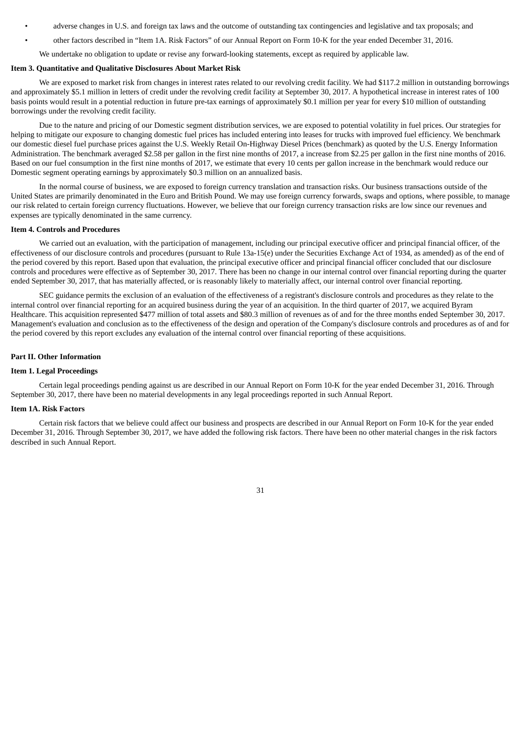- adverse changes in U.S. and foreign tax laws and the outcome of outstanding tax contingencies and legislative and tax proposals; and
- other factors described in “Item 1A. Risk Factors” of our Annual Report on Form 10-K for the year ended December 31, 2016.

We undertake no obligation to update or revise any forward-looking statements, except as required by applicable law.

**Item 3. Quantitative and Qualitative Disclosures About Market Risk**

We are exposed to market risk from changes in interest rates related to our revolving credit facility. We had $117.2 million in outstanding borrowings and approximately $5.1 million in letters of credit under the revolving credit facility at September 30, 2017. A hypothetical increase in interest rates of 100 basis points would result in a potential reduction in future pre-tax earnings of approximately $0.1 million per year for every $10 million of outstanding borrowings under the revolving credit facility.

Due to the nature and pricing of our Domestic segment distribution services, we are exposed to potential volatility in fuel prices. Our strategies for helping to mitigate our exposure to changing domestic fuel prices has included entering into leases for trucks with improved fuel efficiency. We benchmark our domestic diesel fuel purchase prices against the U.S. Weekly Retail On-Highway Diesel Prices (benchmark) as quoted by the U.S. Energy Information Administration. The benchmark averaged $2.58 per gallon in the first nine months of 2017, a increase from $2.25 per gallon in the first nine months of 2016. Based on our fuel consumption in the first nine months of 2017, we estimate that every 10 cents per gallon increase in the benchmark would reduce our Domestic segment operating earnings by approximately $0.3 million on an annualized basis.

In the normal course of business, we are exposed to foreign currency translation and transaction risks. Our business transactions outside of the United States are primarily denominated in the Euro and British Pound. We may use foreign currency forwards, swaps and options, where possible, to manage our risk related to certain foreign currency fluctuations. However, we believe that our foreign currency transaction risks are low since our revenues and expenses are typically denominated in the same currency.

**Item 4. Controls and Procedures**

We carried out an evaluation, with the participation of management, including our principal executive officer and principal financial officer, of the effectiveness of our disclosure controls and procedures (pursuant to Rule 13a-15(e) under the Securities Exchange Act of 1934, as amended) as of the end of the period covered by this report. Based upon that evaluation, the principal executive officer and principal financial officer concluded that our disclosure controls and procedures were effective as of September 30, 2017. There has been no change in our internal control over financial reporting during the quarter ended September 30, 2017, that has materially affected, or is reasonably likely to materially affect, our internal control over financial reporting.

SEC guidance permits the exclusion of an evaluation of the effectiveness of a registrant's disclosure controls and procedures as they relate to the internal control over financial reporting for an acquired business during the year of an acquisition. In the third quarter of 2017, we acquired Byram Healthcare. This acquisition represented $477 million of total assets and $80.3 million of revenues as of and for the three months ended September 30, 2017. Management's evaluation and conclusion as to the effectiveness of the design and operation of the Company's disclosure controls and procedures as of and for the period covered by this report excludes any evaluation of the internal control over financial reporting of these acquisitions.

**Part II. Other Information**

**Item 1. Legal Proceedings**

Certain legal proceedings pending against us are described in our Annual Report on Form 10-K for the year ended December 31, 2016. Through September 30, 2017, there have been no material developments in any legal proceedings reported in such Annual Report.

**Item 1A. Risk Factors**

Certain risk factors that we believe could affect our business and prospects are described in our Annual Report on Form 10-K for the year ended December 31, 2016. Through September 30, 2017, we have added the following risk factors. There have been no other material changes in the risk factors described in such Annual Report.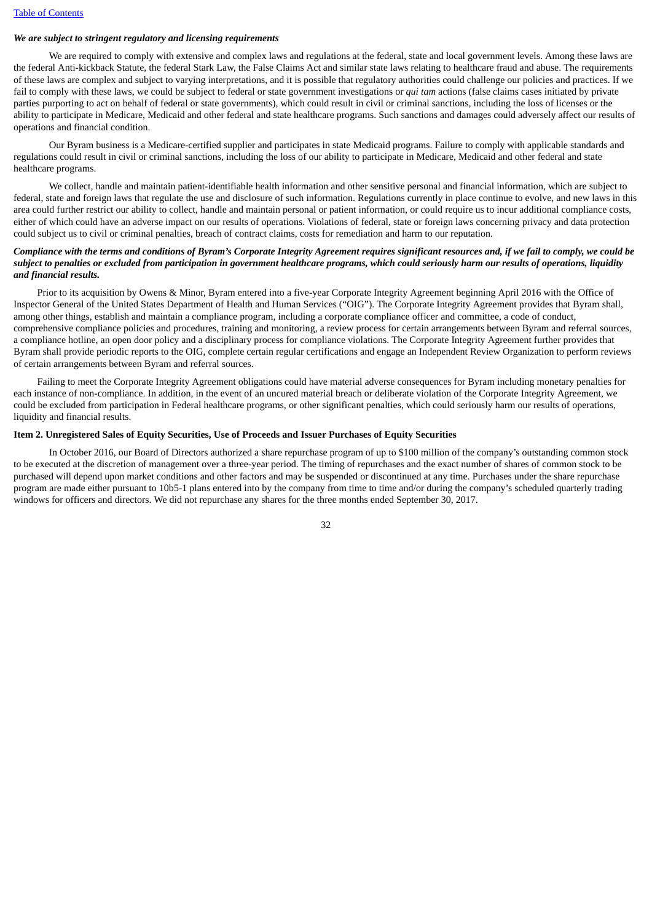*We are subject to stringent regulatory and licensing requirements*

We are required to comply with extensive and complex laws and regulations at the federal, state and local government levels. Among these laws are the federal Anti-kickback Statute, the federal Stark Law, the False Claims Act and similar state laws relating to healthcare fraud and abuse. The requirements of these laws are complex and subject to varying interpretations, and it is possible that regulatory authorities could challenge our policies and practices. If we fail to comply with these laws, we could be subject to federal or state government investigations or *qui tam* actions (false claims cases initiated by private parties purporting to act on behalf of federal or state governments), which could result in civil or criminal sanctions, including the loss of licenses or the ability to participate in Medicare, Medicaid and other federal and state healthcare programs. Such sanctions and damages could adversely affect our results of operations and financial condition.

Our Byram business is a Medicare-certified supplier and participates in state Medicaid programs. Failure to comply with applicable standards and regulations could result in civil or criminal sanctions, including the loss of our ability to participate in Medicare, Medicaid and other federal and state healthcare programs.

We collect, handle and maintain patient-identifiable health information and other sensitive personal and financial information, which are subject to federal, state and foreign laws that regulate the use and disclosure of such information. Regulations currently in place continue to evolve, and new laws in this area could further restrict our ability to collect, handle and maintain personal or patient information, or could require us to incur additional compliance costs, either of which could have an adverse impact on our results of operations. Violations of federal, state or foreign laws concerning privacy and data protection could subject us to civil or criminal penalties, breach of contract claims, costs for remediation and harm to our reputation.

***Compliance with the terms and conditions of Byram's Corporate Integrity Agreement requires significant resources and, if we fail to comply, we could be subject to penalties or excluded from participation in government healthcare programs, which could seriously harm our results of operations, liquidity and financial results.***

Prior to its acquisition by Owens & Minor, Byram entered into a five-year Corporate Integrity Agreement beginning April 2016 with the Office of Inspector General of the United States Department of Health and Human Services ("OIG"). The Corporate Integrity Agreement provides that Byram shall, among other things, establish and maintain a compliance program, including a corporate compliance officer and committee, a code of conduct, comprehensive compliance policies and procedures, training and monitoring, a review process for certain arrangements between Byram and referral sources, a compliance hotline, an open door policy and a disciplinary process for compliance violations. The Corporate Integrity Agreement further provides that Byram shall provide periodic reports to the OIG, complete certain regular certifications and engage an Independent Review Organization to perform reviews of certain arrangements between Byram and referral sources.

Failing to meet the Corporate Integrity Agreement obligations could have material adverse consequences for Byram including monetary penalties for each instance of non-compliance. In addition, in the event of an uncured material breach or deliberate violation of the Corporate Integrity Agreement, we could be excluded from participation in Federal healthcare programs, or other significant penalties, which could seriously harm our results of operations, liquidity and financial results.

**Item 2. Unregistered Sales of Equity Securities, Use of Proceeds and Issuer Purchases of Equity Securities**

In October 2016, our Board of Directors authorized a share repurchase program of up to $100 million of the company's outstanding common stock to be executed at the discretion of management over a three-year period. The timing of repurchases and the exact number of shares of common stock to be purchased will depend upon market conditions and other factors and may be suspended or discontinued at any time. Purchases under the share repurchase program are made either pursuant to 10b5-1 plans entered into by the company from time to time and/or during the company's scheduled quarterly trading windows for officers and directors. We did not repurchase any shares for the three months ended September 30, 2017.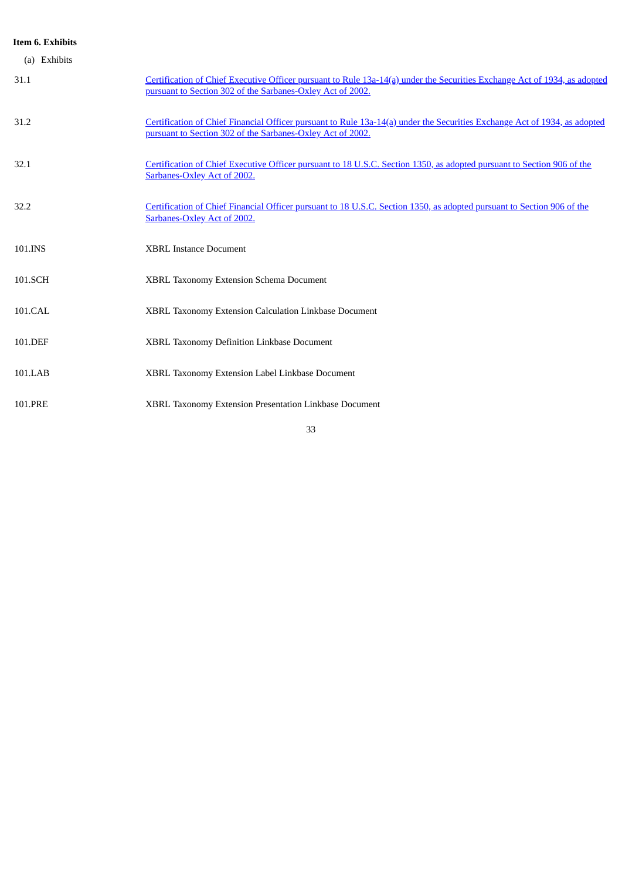**Item 6. Exhibits**

(a) Exhibits

| | |
|---|---|
| 31.1 | Certification of Chief Executive Officer pursuant to Rule 13a-14(a) under the Securities Exchange Act of 1934, as adopted pursuant to Section 302 of the Sarbanes-Oxley Act of 2002. |
| 31.2 | Certification of Chief Financial Officer pursuant to Rule 13a-14(a) under the Securities Exchange Act of 1934, as adopted pursuant to Section 302 of the Sarbanes-Oxley Act of 2002. |
| 32.1 | Certification of Chief Executive Officer pursuant to 18 U.S.C. Section 1350, as adopted pursuant to Section 906 of the Sarbanes-Oxley Act of 2002. |
| 32.2 | Certification of Chief Financial Officer pursuant to 18 U.S.C. Section 1350, as adopted pursuant to Section 906 of the Sarbanes-Oxley Act of 2002. |
| 101.INS | XBRL Instance Document |
| 101.SCH | XBRL Taxonomy Extension Schema Document |
| 101.CAL | XBRL Taxonomy Extension Calculation Linkbase Document |
| 101.DEF | XBRL Taxonomy Definition Linkbase Document |
| 101.LAB | XBRL Taxonomy Extension Label Linkbase Document |
| 101.PRE | XBRL Taxonomy Extension Presentation Linkbase Document |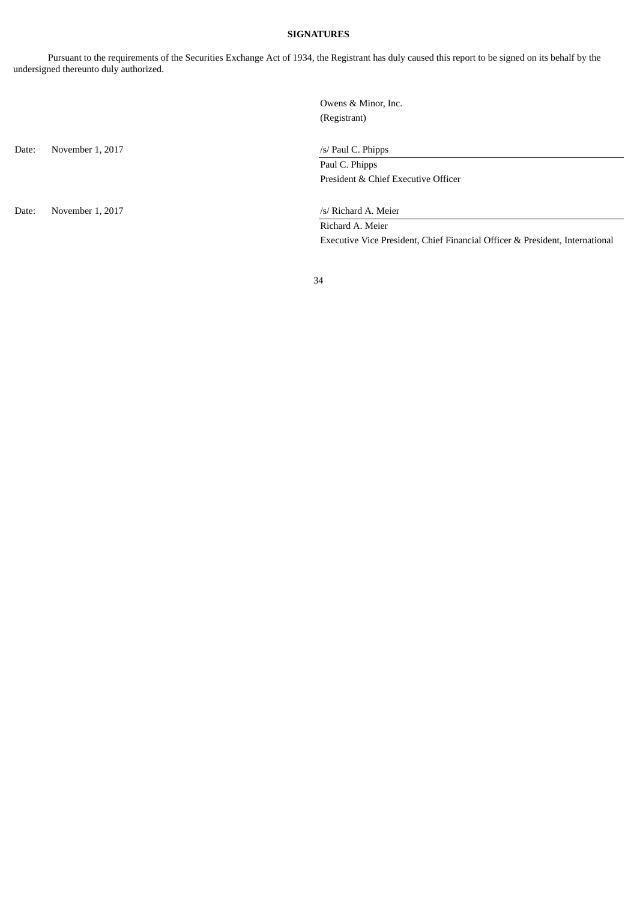**SIGNATURES**

Pursuant to the requirements of the Securities Exchange Act of 1934, the Registrant has duly caused this report to be signed on its behalf by the undersigned thereunto duly authorized.

| | | |
|---|---|---|
| | | Owens & Minor, Inc. |
| | | (Registrant) |
| Date: | November 1, 2017 | /s/ Paul C. Phipps |
| | | Paul C. Phipps |
| | | President & Chief Executive Officer |
| Date: | November 1, 2017 | /s/ Richard A. Meier |
| | | Richard A. Meier |
| | | Executive Vice President, Chief Financial Officer & President, International |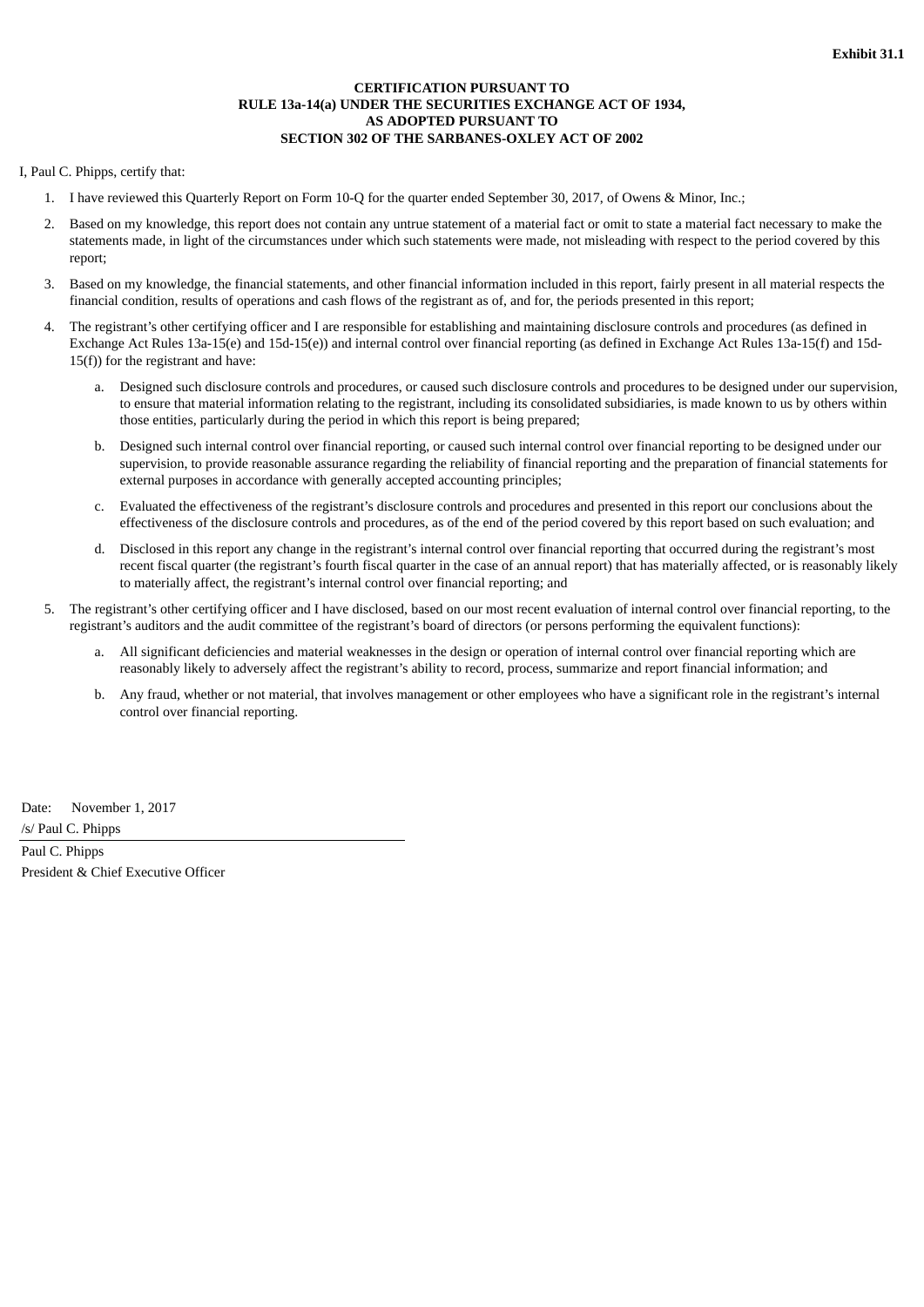**Exhibit 31.1**

**CERTIFICATION PURSUANT TO**
**RULE 13a-14(a) UNDER THE SECURITIES EXCHANGE ACT OF 1934,**
**AS ADOPTED PURSUANT TO**
**SECTION 302 OF THE SARBANES-OXLEY ACT OF 2002**

I, Paul C. Phipps, certify that:

1. I have reviewed this Quarterly Report on Form 10-Q for the quarter ended September 30, 2017, of Owens & Minor, Inc.;

2. Based on my knowledge, this report does not contain any untrue statement of a material fact or omit to state a material fact necessary to make the statements made, in light of the circumstances under which such statements were made, not misleading with respect to the period covered by this report;

3. Based on my knowledge, the financial statements, and other financial information included in this report, fairly present in all material respects the financial condition, results of operations and cash flows of the registrant as of, and for, the periods presented in this report;

4. The registrant's other certifying officer and I are responsible for establishing and maintaining disclosure controls and procedures (as defined in Exchange Act Rules 13a-15(e) and 15d-15(e)) and internal control over financial reporting (as defined in Exchange Act Rules 13a-15(f) and 15d-15(f)) for the registrant and have:

   a. Designed such disclosure controls and procedures, or caused such disclosure controls and procedures to be designed under our supervision, to ensure that material information relating to the registrant, including its consolidated subsidiaries, is made known to us by others within those entities, particularly during the period in which this report is being prepared;

   b. Designed such internal control over financial reporting, or caused such internal control over financial reporting to be designed under our supervision, to provide reasonable assurance regarding the reliability of financial reporting and the preparation of financial statements for external purposes in accordance with generally accepted accounting principles;

   c. Evaluated the effectiveness of the registrant's disclosure controls and procedures and presented in this report our conclusions about the effectiveness of the disclosure controls and procedures, as of the end of the period covered by this report based on such evaluation; and

   d. Disclosed in this report any change in the registrant's internal control over financial reporting that occurred during the registrant's most recent fiscal quarter (the registrant's fourth fiscal quarter in the case of an annual report) that has materially affected, or is reasonably likely to materially affect, the registrant's internal control over financial reporting; and

5. The registrant's other certifying officer and I have disclosed, based on our most recent evaluation of internal control over financial reporting, to the registrant's auditors and the audit committee of the registrant's board of directors (or persons performing the equivalent functions):

   a. All significant deficiencies and material weaknesses in the design or operation of internal control over financial reporting which are reasonably likely to adversely affect the registrant's ability to record, process, summarize and report financial information; and

   b. Any fraud, whether or not material, that involves management or other employees who have a significant role in the registrant's internal control over financial reporting.

Date: November 1, 2017

/s/ Paul C. Phipps

Paul C. Phipps
President & Chief Executive Officer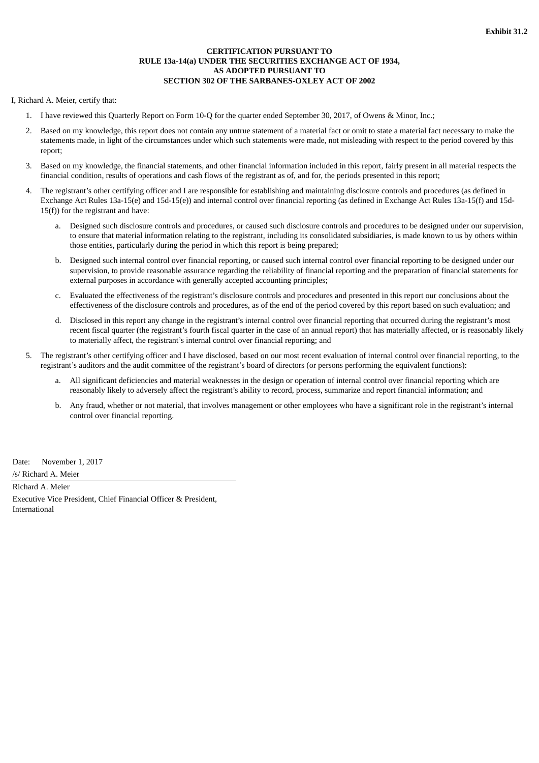**Exhibit 31.2**

**CERTIFICATION PURSUANT TO
RULE 13a-14(a) UNDER THE SECURITIES EXCHANGE ACT OF 1934,
AS ADOPTED PURSUANT TO
SECTION 302 OF THE SARBANES-OXLEY ACT OF 2002**

I, Richard A. Meier, certify that:

1. I have reviewed this Quarterly Report on Form 10-Q for the quarter ended September 30, 2017, of Owens & Minor, Inc.;
2. Based on my knowledge, this report does not contain any untrue statement of a material fact or omit to state a material fact necessary to make the statements made, in light of the circumstances under which such statements were made, not misleading with respect to the period covered by this report;
3. Based on my knowledge, the financial statements, and other financial information included in this report, fairly present in all material respects the financial condition, results of operations and cash flows of the registrant as of, and for, the periods presented in this report;
4. The registrant's other certifying officer and I are responsible for establishing and maintaining disclosure controls and procedures (as defined in Exchange Act Rules 13a-15(e) and 15d-15(e)) and internal control over financial reporting (as defined in Exchange Act Rules 13a-15(f) and 15d-15(f)) for the registrant and have:
   a. Designed such disclosure controls and procedures, or caused such disclosure controls and procedures to be designed under our supervision, to ensure that material information relating to the registrant, including its consolidated subsidiaries, is made known to us by others within those entities, particularly during the period in which this report is being prepared;
   b. Designed such internal control over financial reporting, or caused such internal control over financial reporting to be designed under our supervision, to provide reasonable assurance regarding the reliability of financial reporting and the preparation of financial statements for external purposes in accordance with generally accepted accounting principles;
   c. Evaluated the effectiveness of the registrant's disclosure controls and procedures and presented in this report our conclusions about the effectiveness of the disclosure controls and procedures, as of the end of the period covered by this report based on such evaluation; and
   d. Disclosed in this report any change in the registrant's internal control over financial reporting that occurred during the registrant's most recent fiscal quarter (the registrant's fourth fiscal quarter in the case of an annual report) that has materially affected, or is reasonably likely to materially affect, the registrant's internal control over financial reporting; and
5. The registrant's other certifying officer and I have disclosed, based on our most recent evaluation of internal control over financial reporting, to the registrant's auditors and the audit committee of the registrant's board of directors (or persons performing the equivalent functions):
   a. All significant deficiencies and material weaknesses in the design or operation of internal control over financial reporting which are reasonably likely to adversely affect the registrant's ability to record, process, summarize and report financial information; and
   b. Any fraud, whether or not material, that involves management or other employees who have a significant role in the registrant's internal control over financial reporting.

Date: November 1, 2017

/s/ Richard A. Meier

Richard A. Meier

Executive Vice President, Chief Financial Officer & President, International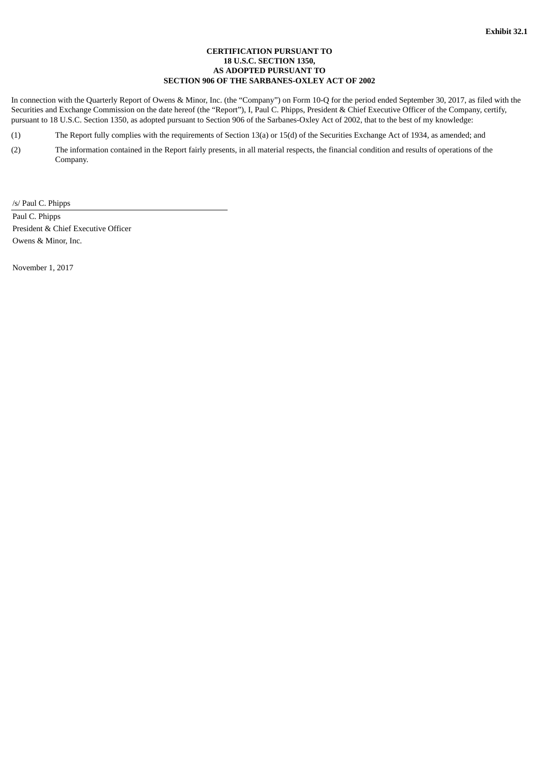**Exhibit 32.1**

**CERTIFICATION PURSUANT TO
18 U.S.C. SECTION 1350,
AS ADOPTED PURSUANT TO
SECTION 906 OF THE SARBANES-OXLEY ACT OF 2002**

In connection with the Quarterly Report of Owens & Minor, Inc. (the "Company") on Form 10-Q for the period ended September 30, 2017, as filed with the Securities and Exchange Commission on the date hereof (the "Report"), I, Paul C. Phipps, President & Chief Executive Officer of the Company, certify, pursuant to 18 U.S.C. Section 1350, as adopted pursuant to Section 906 of the Sarbanes-Oxley Act of 2002, that to the best of my knowledge:

(1) The Report fully complies with the requirements of Section 13(a) or 15(d) of the Securities Exchange Act of 1934, as amended; and

(2) The information contained in the Report fairly presents, in all material respects, the financial condition and results of operations of the Company.

/s/ Paul C. Phipps

Paul C. Phipps
President & Chief Executive Officer
Owens & Minor, Inc.

November 1, 2017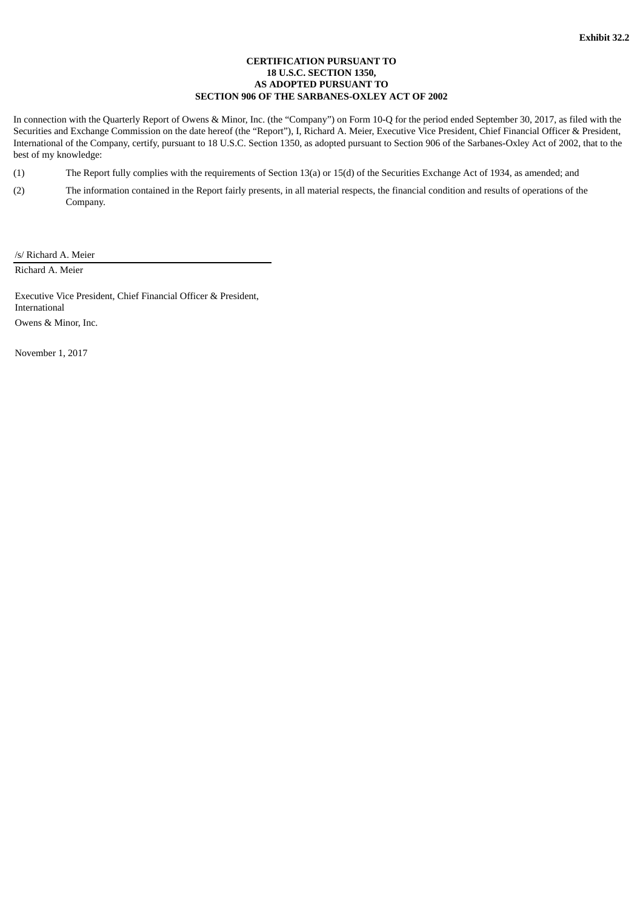**Exhibit 32.2**

**CERTIFICATION PURSUANT TO**
**18 U.S.C. SECTION 1350,**
**AS ADOPTED PURSUANT TO**
**SECTION 906 OF THE SARBANES-OXLEY ACT OF 2002**

In connection with the Quarterly Report of Owens & Minor, Inc. (the "Company") on Form 10-Q for the period ended September 30, 2017, as filed with the Securities and Exchange Commission on the date hereof (the "Report"), I, Richard A. Meier, Executive Vice President, Chief Financial Officer & President, International of the Company, certify, pursuant to 18 U.S.C. Section 1350, as adopted pursuant to Section 906 of the Sarbanes-Oxley Act of 2002, that to the best of my knowledge:

(1) The Report fully complies with the requirements of Section 13(a) or 15(d) of the Securities Exchange Act of 1934, as amended; and

(2) The information contained in the Report fairly presents, in all material respects, the financial condition and results of operations of the Company.

/s/ Richard A. Meier

Richard A. Meier

Executive Vice President, Chief Financial Officer & President, International

Owens & Minor, Inc.

November 1, 2017